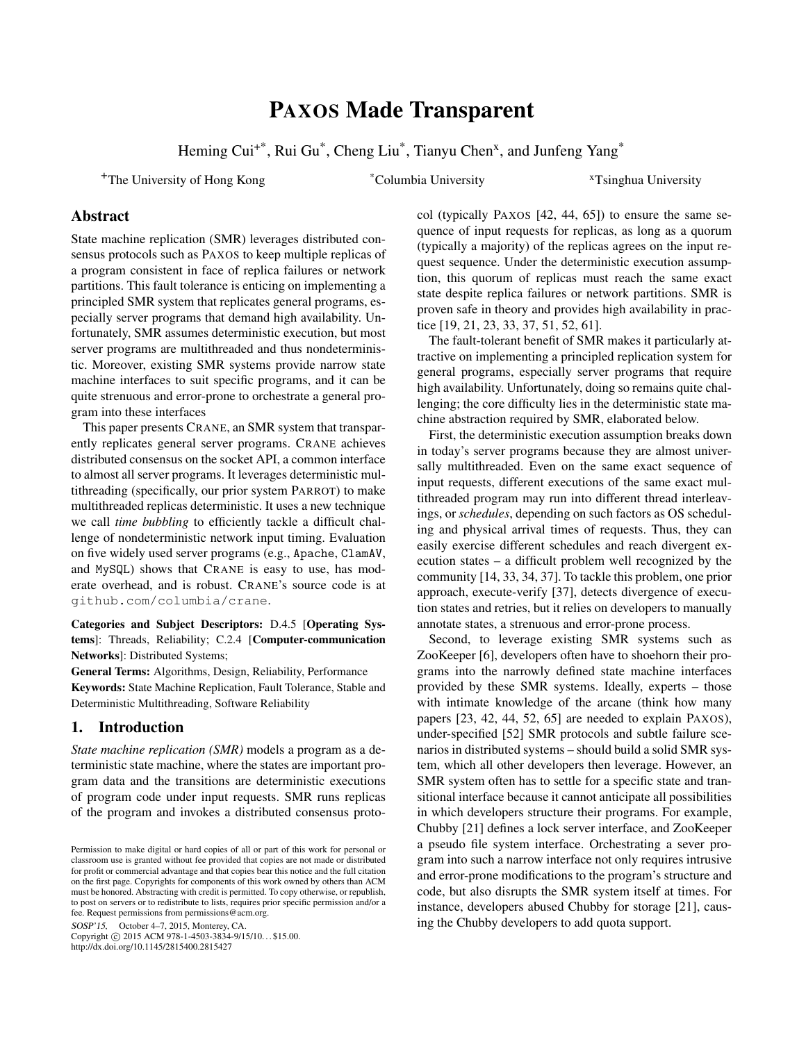# PAXOS Made Transparent

Heming Cui[+*], Rui Gu[*], Cheng Liu[*], Tianyu Chen[x], and Junfeng Yang[*]

[+]The University of Hong Kong  [*]Columbia University  [x]Tsinghua University

## Abstract

State machine replication (SMR) leverages distributed consensus protocols such as PAXOS to keep multiple replicas of a program consistent in face of replica failures or network partitions. This fault tolerance is enticing on implementing a principled SMR system that replicates general programs, especially server programs that demand high availability. Unfortunately, SMR assumes deterministic execution, but most server programs are multithreaded and thus nondeterministic. Moreover, existing SMR systems provide narrow state machine interfaces to suit specific programs, and it can be quite strenuous and error-prone to orchestrate a general program into these interfaces

This paper presents CRANE, an SMR system that transparently replicates general server programs. CRANE achieves distributed consensus on the socket API, a common interface to almost all server programs. It leverages deterministic multithreading (specifically, our prior system PARROT) to make multithreaded replicas deterministic. It uses a new technique we call *time bubbling* to efficiently tackle a difficult challenge of nondeterministic network input timing. Evaluation on five widely used server programs (e.g., `Apache`, `ClamAV`, and `MySQL`) shows that CRANE is easy to use, has moderate overhead, and is robust. CRANE's source code is at `github.com/columbia/crane`.

**Categories and Subject Descriptors:** D.4.5 [**Operating Systems**]: Threads, Reliability; C.2.4 [**Computer-communication Networks**]: Distributed Systems;

**General Terms:** Algorithms, Design, Reliability, Performance

**Keywords:** State Machine Replication, Fault Tolerance, Stable and Deterministic Multithreading, Software Reliability

## 1. Introduction

*State machine replication (SMR)* models a program as a deterministic state machine, where the states are important program data and the transitions are deterministic executions of program code under input requests. SMR runs replicas of the program and invokes a distributed consensus protocol (typically PAXOS [42, 44, 65]) to ensure the same sequence of input requests for replicas, as long as a quorum (typically a majority) of the replicas agrees on the input request sequence. Under the deterministic execution assumption, this quorum of replicas must reach the same exact state despite replica failures or network partitions. SMR is proven safe in theory and provides high availability in practice [19, 21, 23, 33, 37, 51, 52, 61].

The fault-tolerant benefit of SMR makes it particularly attractive on implementing a principled replication system for general programs, especially server programs that require high availability. Unfortunately, doing so remains quite challenging; the core difficulty lies in the deterministic state machine abstraction required by SMR, elaborated below.

First, the deterministic execution assumption breaks down in today's server programs because they are almost universally multithreaded. Even on the same exact sequence of input requests, different executions of the same exact multithreaded program may run into different thread interleavings, or *schedules*, depending on such factors as OS scheduling and physical arrival times of requests. Thus, they can easily exercise different schedules and reach divergent execution states – a difficult problem well recognized by the community [14, 33, 34, 37]. To tackle this problem, one prior approach, execute-verify [37], detects divergence of execution states and retries, but it relies on developers to manually annotate states, a strenuous and error-prone process.

Second, to leverage existing SMR systems such as ZooKeeper [6], developers often have to shoehorn their programs into the narrowly defined state machine interfaces provided by these SMR systems. Ideally, experts – those with intimate knowledge of the arcane (think how many papers [23, 42, 44, 52, 65] are needed to explain PAXOS), under-specified [52] SMR protocols and subtle failure scenarios in distributed systems – should build a solid SMR system, which all other developers then leverage. However, an SMR system often has to settle for a specific state and transitional interface because it cannot anticipate all possibilities in which developers structure their programs. For example, Chubby [21] defines a lock server interface, and ZooKeeper a pseudo file system interface. Orchestrating a sever program into such a narrow interface not only requires intrusive and error-prone modifications to the program's structure and code, but also disrupts the SMR system itself at times. For instance, developers abused Chubby for storage [21], causing the Chubby developers to add quota support.

Permission to make digital or hard copies of all or part of this work for personal or classroom use is granted without fee provided that copies are not made or distributed for profit or commercial advantage and that copies bear this notice and the full citation on the first page. Copyrights for components of this work owned by others than ACM must be honored. Abstracting with credit is permitted. To copy otherwise, or republish, to post on servers or to redistribute to lists, requires prior specific permission and/or a fee. Request permissions from permissions@acm.org.

*SOSP'15*, October 4–7, 2015, Monterey, CA.
Copyright © 2015 ACM 978-1-4503-3834-9/15/10... $15.00.
http://dx.doi.org/10.1145/2815400.2815427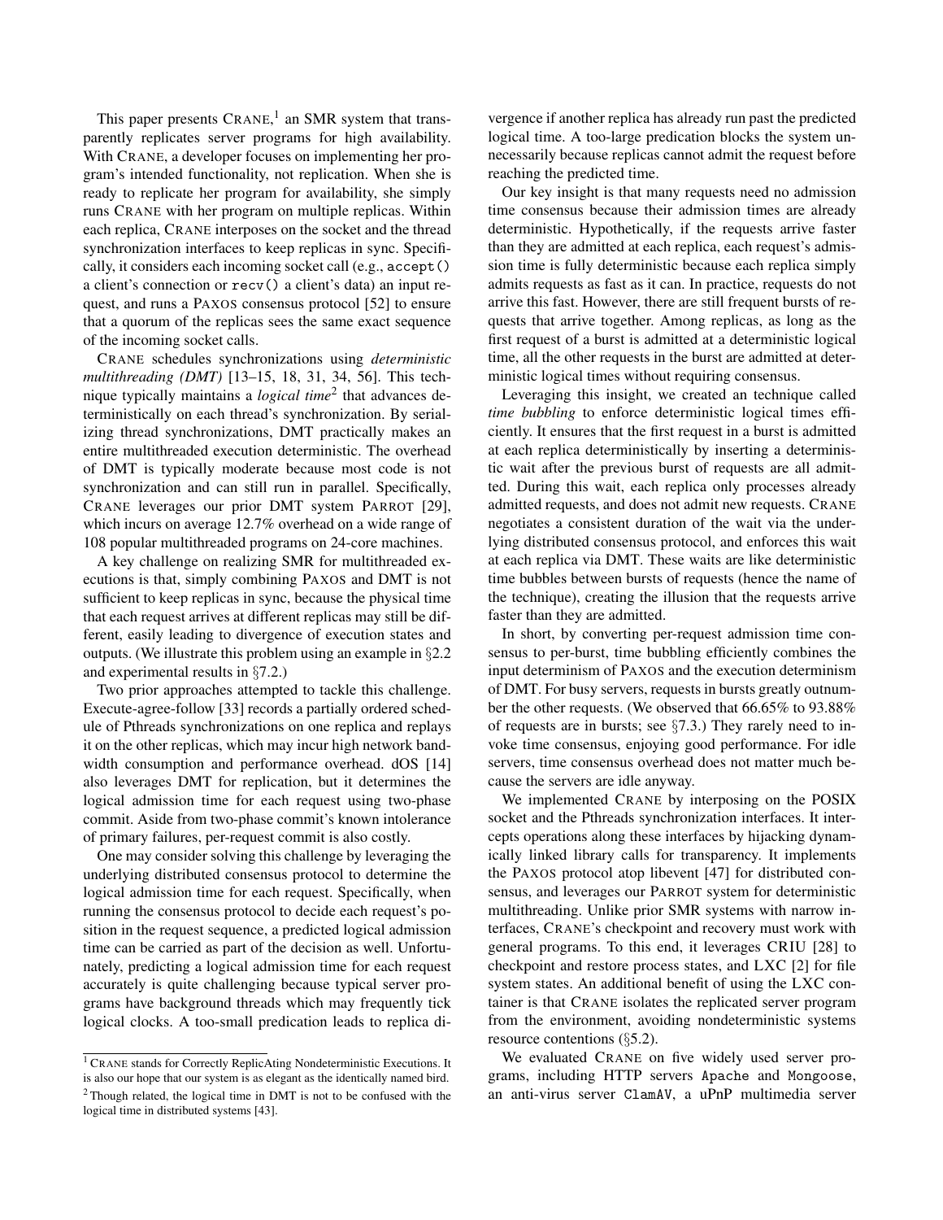This paper presents CRANE,[1] an SMR system that transparently replicates server programs for high availability. With CRANE, a developer focuses on implementing her program's intended functionality, not replication. When she is ready to replicate her program for availability, she simply runs CRANE with her program on multiple replicas. Within each replica, CRANE interposes on the socket and the thread synchronization interfaces to keep replicas in sync. Specifically, it considers each incoming socket call (e.g., `accept()` a client's connection or `recv()` a client's data) an input request, and runs a PAXOS consensus protocol [52] to ensure that a quorum of the replicas sees the same exact sequence of the incoming socket calls.

CRANE schedules synchronizations using *deterministic multithreading (DMT)* [13–15, 18, 31, 34, 56]. This technique typically maintains a *logical time*[2] that advances deterministically on each thread's synchronization. By serializing thread synchronizations, DMT practically makes an entire multithreaded execution deterministic. The overhead of DMT is typically moderate because most code is not synchronization and can still run in parallel. Specifically, CRANE leverages our prior DMT system PARROT [29], which incurs on average 12.7% overhead on a wide range of 108 popular multithreaded programs on 24-core machines.

A key challenge on realizing SMR for multithreaded executions is that, simply combining PAXOS and DMT is not sufficient to keep replicas in sync, because the physical time that each request arrives at different replicas may still be different, easily leading to divergence of execution states and outputs. (We illustrate this problem using an example in §2.2 and experimental results in §7.2.)

Two prior approaches attempted to tackle this challenge. Execute-agree-follow [33] records a partially ordered schedule of Pthreads synchronizations on one replica and replays it on the other replicas, which may incur high network bandwidth consumption and performance overhead. dOS [14] also leverages DMT for replication, but it determines the logical admission time for each request using two-phase commit. Aside from two-phase commit's known intolerance of primary failures, per-request commit is also costly.

One may consider solving this challenge by leveraging the underlying distributed consensus protocol to determine the logical admission time for each request. Specifically, when running the consensus protocol to decide each request's position in the request sequence, a predicted logical admission time can be carried as part of the decision as well. Unfortunately, predicting a logical admission time for each request accurately is quite challenging because typical server programs have background threads which may frequently tick logical clocks. A too-small predication leads to replica divergence if another replica has already run past the predicted logical time. A too-large predication blocks the system unnecessarily because replicas cannot admit the request before reaching the predicted time.

Our key insight is that many requests need no admission time consensus because their admission times are already deterministic. Hypothetically, if the requests arrive faster than they are admitted at each replica, each request's admission time is fully deterministic because each replica simply admits requests as fast as it can. In practice, requests do not arrive this fast. However, there are still frequent bursts of requests that arrive together. Among replicas, as long as the first request of a burst is admitted at a deterministic logical time, all the other requests in the burst are admitted at deterministic logical times without requiring consensus.

Leveraging this insight, we created an technique called *time bubbling* to enforce deterministic logical times efficiently. It ensures that the first request in a burst is admitted at each replica deterministically by inserting a deterministic wait after the previous burst of requests are all admitted. During this wait, each replica only processes already admitted requests, and does not admit new requests. CRANE negotiates a consistent duration of the wait via the underlying distributed consensus protocol, and enforces this wait at each replica via DMT. These waits are like deterministic time bubbles between bursts of requests (hence the name of the technique), creating the illusion that the requests arrive faster than they are admitted.

In short, by converting per-request admission time consensus to per-burst, time bubbling efficiently combines the input determinism of PAXOS and the execution determinism of DMT. For busy servers, requests in bursts greatly outnumber the other requests. (We observed that 66.65% to 93.88% of requests are in bursts; see §7.3.) They rarely need to invoke time consensus, enjoying good performance. For idle servers, time consensus overhead does not matter much because the servers are idle anyway.

We implemented CRANE by interposing on the POSIX socket and the Pthreads synchronization interfaces. It intercepts operations along these interfaces by hijacking dynamically linked library calls for transparency. It implements the PAXOS protocol atop libevent [47] for distributed consensus, and leverages our PARROT system for deterministic multithreading. Unlike prior SMR systems with narrow interfaces, CRANE's checkpoint and recovery must work with general programs. To this end, it leverages CRIU [28] to checkpoint and restore process states, and LXC [2] for file system states. An additional benefit of using the LXC container is that CRANE isolates the replicated server program from the environment, avoiding nondeterministic systems resource contentions (§5.2).

We evaluated CRANE on five widely used server programs, including HTTP servers `Apache` and `Mongoose`, an anti-virus server `ClamAV`, a uPnP multimedia server

[1] CRANE stands for Correctly ReplicAting Nondeterministic Executions. It is also our hope that our system is as elegant as the identically named bird.

[2] Though related, the logical time in DMT is not to be confused with the logical time in distributed systems [43].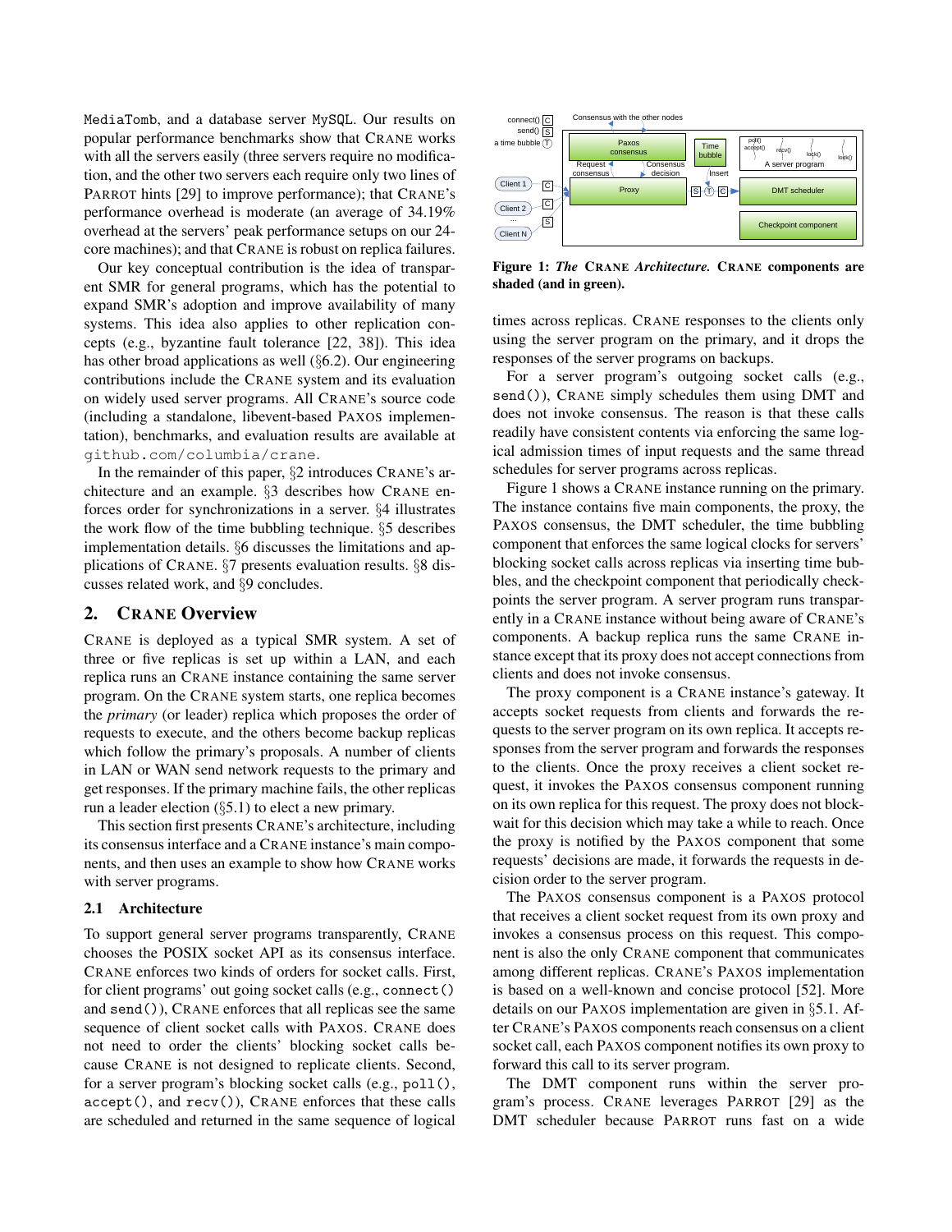MediaTomb, and a database server MySQL. Our results on popular performance benchmarks show that CRANE works with all the servers easily (three servers require no modification, and the other two servers each require only two lines of PARROT hints [29] to improve performance); that CRANE's performance overhead is moderate (an average of 34.19% overhead at the servers' peak performance setups on our 24-core machines); and that CRANE is robust on replica failures.

Our key conceptual contribution is the idea of transparent SMR for general programs, which has the potential to expand SMR's adoption and improve availability of many systems. This idea also applies to other replication concepts (e.g., byzantine fault tolerance [22, 38]). This idea has other broad applications as well (§6.2). Our engineering contributions include the CRANE system and its evaluation on widely used server programs. All CRANE's source code (including a standalone, libevent-based PAXOS implementation), benchmarks, and evaluation results are available at github.com/columbia/crane.

In the remainder of this paper, §2 introduces CRANE's architecture and an example. §3 describes how CRANE enforces order for synchronizations in a server. §4 illustrates the work flow of the time bubbling technique. §5 describes implementation details. §6 discusses the limitations and applications of CRANE. §7 presents evaluation results. §8 discusses related work, and §9 concludes.

## 2. CRANE Overview

CRANE is deployed as a typical SMR system. A set of three or five replicas is set up within a LAN, and each replica runs an CRANE instance containing the same server program. On the CRANE system starts, one replica becomes the *primary* (or leader) replica which proposes the order of requests to execute, and the others become backup replicas which follow the primary's proposals. A number of clients in LAN or WAN send network requests to the primary and get responses. If the primary machine fails, the other replicas run a leader election (§5.1) to elect a new primary.

This section first presents CRANE's architecture, including its consensus interface and a CRANE instance's main components, and then uses an example to show how CRANE works with server programs.

### 2.1 Architecture

To support general server programs transparently, CRANE chooses the POSIX socket API as its consensus interface. CRANE enforces two kinds of orders for socket calls. First, for client programs' out going socket calls (e.g., connect() and send()), CRANE enforces that all replicas see the same sequence of client socket calls with PAXOS. CRANE does not need to order the clients' blocking socket calls because CRANE is not designed to replicate clients. Second, for a server program's blocking socket calls (e.g., poll(), accept(), and recv()), CRANE enforces that these calls are scheduled and returned in the same sequence of logical times across replicas. CRANE responses to the clients only using the server program on the primary, and it drops the responses of the server programs on backups.

**Figure 1: *The* CRANE *Architecture.* CRANE components are shaded (and in green).**

For a server program's outgoing socket calls (e.g., send()), CRANE simply schedules them using DMT and does not invoke consensus. The reason is that these calls readily have consistent contents via enforcing the same logical admission times of input requests and the same thread schedules for server programs across replicas.

Figure 1 shows a CRANE instance running on the primary. The instance contains five main components, the proxy, the PAXOS consensus, the DMT scheduler, the time bubbling component that enforces the same logical clocks for servers' blocking socket calls across replicas via inserting time bubbles, and the checkpoint component that periodically checkpoints the server program. A server program runs transparently in a CRANE instance without being aware of CRANE's components. A backup replica runs the same CRANE instance except that its proxy does not accept connections from clients and does not invoke consensus.

The proxy component is a CRANE instance's gateway. It accepts socket requests from clients and forwards the requests to the server program on its own replica. It accepts responses from the server program and forwards the responses to the clients. Once the proxy receives a client socket request, it invokes the PAXOS consensus component running on its own replica for this request. The proxy does not block-wait for this decision which may take a while to reach. Once the proxy is notified by the PAXOS component that some requests' decisions are made, it forwards the requests in decision order to the server program.

The PAXOS consensus component is a PAXOS protocol that receives a client socket request from its own proxy and invokes a consensus process on this request. This component is also the only CRANE component that communicates among different replicas. CRANE's PAXOS implementation is based on a well-known and concise protocol [52]. More details on our PAXOS implementation are given in §5.1. After CRANE's PAXOS components reach consensus on a client socket call, each PAXOS component notifies its own proxy to forward this call to its server program.

The DMT component runs within the server program's process. CRANE leverages PARROT [29] as the DMT scheduler because PARROT runs fast on a wide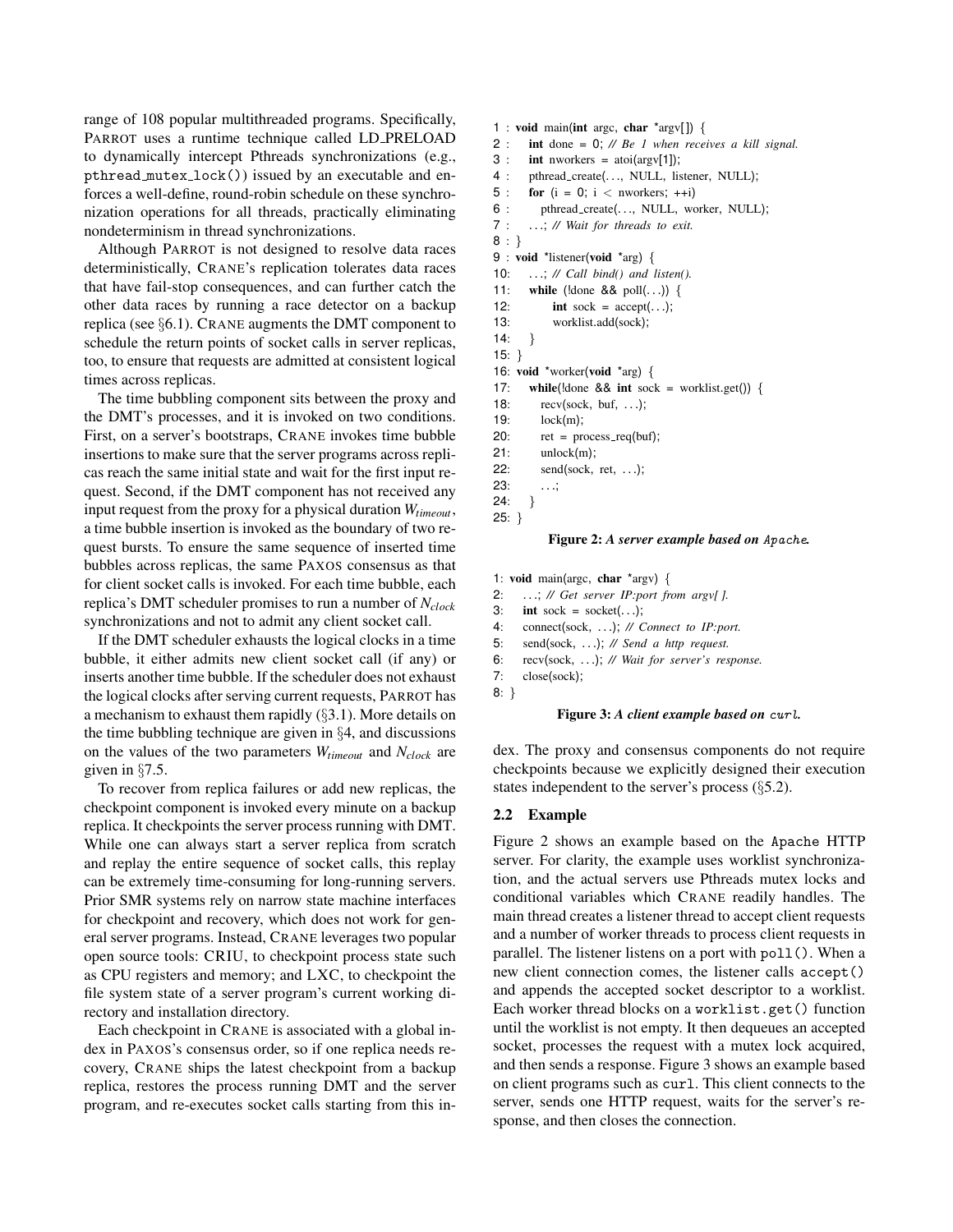range of 108 popular multithreaded programs. Specifically, PARROT uses a runtime technique called LD_PRELOAD to dynamically intercept Pthreads synchronizations (e.g., pthread_mutex_lock()) issued by an executable and enforces a well-define, round-robin schedule on these synchronization operations for all threads, practically eliminating nondeterminism in thread synchronizations.

Although PARROT is not designed to resolve data races deterministically, CRANE's replication tolerates data races that have fail-stop consequences, and can further catch the other data races by running a race detector on a backup replica (see §6.1). CRANE augments the DMT component to schedule the return points of socket calls in server replicas, too, to ensure that requests are admitted at consistent logical times across replicas.

The time bubbling component sits between the proxy and the DMT's processes, and it is invoked on two conditions. First, on a server's bootstraps, CRANE invokes time bubble insertions to make sure that the server programs across replicas reach the same initial state and wait for the first input request. Second, if the DMT component has not received any input request from the proxy for a physical duration $W_{timeout}$, a time bubble insertion is invoked as the boundary of two request bursts. To ensure the same sequence of inserted time bubbles across replicas, the same PAXOS consensus as that for client socket calls is invoked. For each time bubble, each replica's DMT scheduler promises to run a number of $N_{clock}$ synchronizations and not to admit any client socket call.

If the DMT scheduler exhausts the logical clocks in a time bubble, it either admits new client socket call (if any) or inserts another time bubble. If the scheduler does not exhaust the logical clocks after serving current requests, PARROT has a mechanism to exhaust them rapidly (§3.1). More details on the time bubbling technique are given in §4, and discussions on the values of the two parameters $W_{timeout}$ and $N_{clock}$ are given in §7.5.

To recover from replica failures or add new replicas, the checkpoint component is invoked every minute on a backup replica. It checkpoints the server process running with DMT. While one can always start a server replica from scratch and replay the entire sequence of socket calls, this replay can be extremely time-consuming for long-running servers. Prior SMR systems rely on narrow state machine interfaces for checkpoint and recovery, which does not work for general server programs. Instead, CRANE leverages two popular open source tools: CRIU, to checkpoint process state such as CPU registers and memory; and LXC, to checkpoint the file system state of a server program's current working directory and installation directory.

Each checkpoint in CRANE is associated with a global index in PAXOS's consensus order, so if one replica needs recovery, CRANE ships the latest checkpoint from a backup replica, restores the process running DMT and the server program, and re-executes socket calls starting from this index. The proxy and consensus components do not require checkpoints because we explicitly designed their execution states independent to the server's process (§5.2).

```
1 : void main(int argc, char *argv[]) {
2 :   int done = 0; // Be 1 when receives a kill signal.
3 :   int nworkers = atoi(argv[1]);
4 :   pthread_create(..., NULL, listener, NULL);
5 :   for (i = 0; i < nworkers; ++i)
6 :     pthread_create(..., NULL, worker, NULL);
7 :   ...; // Wait for threads to exit.
8 : }
9 : void *listener(void *arg) {
10:   ...; // Call bind() and listen().
11:   while (!done && poll(...)) {
12:     int sock = accept(...);
13:     worklist.add(sock);
14:   }
15: }
16: void *worker(void *arg) {
17:   while(!done && int sock = worklist.get()) {
18:     recv(sock, buf, ...);
19:     lock(m);
20:     ret = process_req(buf);
21:     unlock(m);
22:     send(sock, ret, ...);
23:     ...;
24:   }
25: }
```

**Figure 2:** *A server example based on* Apache*.*

```
1: void main(argc, char *argv) {
2:   ...; // Get server IP:port from argv[ ].
3:   int sock = socket(...);
4:   connect(sock, ...); // Connect to IP:port.
5:   send(sock, ...); // Send a http request.
6:   recv(sock, ...); // Wait for server's response.
7:   close(sock);
8: }
```

**Figure 3:** *A client example based on* curl*.*

## 2.2 Example

Figure 2 shows an example based on the Apache HTTP server. For clarity, the example uses worklist synchronization, and the actual servers use Pthreads mutex locks and conditional variables which CRANE readily handles. The main thread creates a listener thread to accept client requests and a number of worker threads to process client requests in parallel. The listener listens on a port with poll(). When a new client connection comes, the listener calls accept() and appends the accepted socket descriptor to a worklist. Each worker thread blocks on a worklist.get() function until the worklist is not empty. It then dequeues an accepted socket, processes the request with a mutex lock acquired, and then sends a response. Figure 3 shows an example based on client programs such as curl. This client connects to the server, sends one HTTP request, waits for the server's response, and then closes the connection.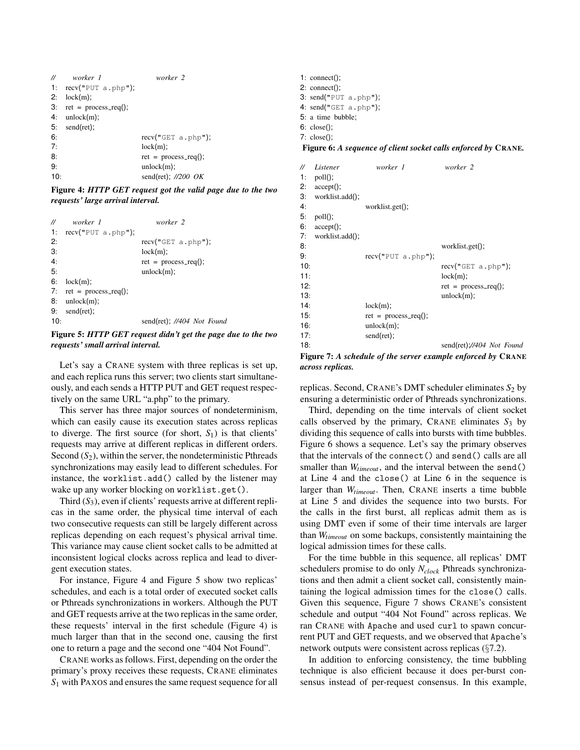| // | worker 1 | worker 2 |
|---|---|---|
| 1: | recv("PUT a.php"); | |
| 2: | lock(m); | |
| 3: | ret = process_req(); | |
| 4: | unlock(m); | |
| 5: | send(ret); | |
| 6: | | recv("GET a.php"); |
| 7: | | lock(m); |
| 8: | | ret = process_req(); |
| 9: | | unlock(m); |
| 10: | | send(ret); //200 OK |

**Figure 4:** ***HTTP GET request got the valid page due to the two requests' large arrival interval.***

| // | worker 1 | worker 2 |
|---|---|---|
| 1: | recv("PUT a.php"); | |
| 2: | | recv("GET a.php"); |
| 3: | | lock(m); |
| 4: | | ret = process_req(); |
| 5: | | unlock(m); |
| 6: | lock(m); | |
| 7: | ret = process_req(); | |
| 8: | unlock(m); | |
| 9: | send(ret); | |
| 10: | | send(ret); //404 Not Found |

**Figure 5:** ***HTTP GET request didn't get the page due to the two requests' small arrival interval.***

Let's say a CRANE system with three replicas is set up, and each replica runs this server; two clients start simultaneously, and each sends a HTTP PUT and GET request respectively on the same URL "a.php" to the primary.

This server has three major sources of nondeterminism, which can easily cause its execution states across replicas to diverge. The first source (for short, $S_1$) is that clients' requests may arrive at different replicas in different orders. Second ($S_2$), within the server, the nondeterministic Pthreads synchronizations may easily lead to different schedules. For instance, the `worklist.add()` called by the listener may wake up any worker blocking on `worklist.get()`.

Third ($S_3$), even if clients' requests arrive at different replicas in the same order, the physical time interval of each two consecutive requests can still be largely different across replicas depending on each request's physical arrival time. This variance may cause client socket calls to be admitted at inconsistent logical clocks across replica and lead to divergent execution states.

For instance, Figure 4 and Figure 5 show two replicas' schedules, and each is a total order of executed socket calls or Pthreads synchronizations in workers. Although the PUT and GET requests arrive at the two replicas in the same order, these requests' interval in the first schedule (Figure 4) is much larger than that in the second one, causing the first one to return a page and the second one "404 Not Found".

CRANE works as follows. First, depending on the order the primary's proxy receives these requests, CRANE eliminates $S_1$ with PAXOS and ensures the same request sequence for all replicas. Second, CRANE's DMT scheduler eliminates $S_2$ by ensuring a deterministic order of Pthreads synchronizations.

```
1: connect();
2: connect();
3: send("PUT a.php");
4: send("GET a.php");
5: a time bubble;
6: close();
7: close();
```

**Figure 6:** ***A sequence of client socket calls enforced by CRANE.***

| // | Listener | worker 1 | worker 2 |
|---|---|---|---|
| 1: | poll(); | | |
| 2: | accept(); | | |
| 3: | worklist.add(); | | |
| 4: | | worklist.get(); | |
| 5: | poll(); | | |
| 6: | accept(); | | |
| 7: | worklist.add(); | | |
| 8: | | | worklist.get(); |
| 9: | | recv("PUT a.php"); | |
| 10: | | | recv("GET a.php"); |
| 11: | | | lock(m); |
| 12: | | | ret = process_req(); |
| 13: | | | unlock(m); |
| 14: | | lock(m); | |
| 15: | | ret = process_req(); | |
| 16: | | unlock(m); | |
| 17: | | send(ret); | |
| 18: | | | send(ret);//404 Not Found |

**Figure 7:** ***A schedule of the server example enforced by CRANE across replicas.***

Third, depending on the time intervals of client socket calls observed by the primary, CRANE eliminates $S_3$ by dividing this sequence of calls into bursts with time bubbles. Figure 6 shows a sequence. Let's say the primary observes that the intervals of the `connect()` and `send()` calls are all smaller than $W_{timeout}$, and the interval between the `send()` at Line 4 and the `close()` at Line 6 in the sequence is larger than $W_{timeout}$. Then, CRANE inserts a time bubble at Line 5 and divides the sequence into two bursts. For the calls in the first burst, all replicas admit them as is using DMT even if some of their time intervals are larger than $W_{timeout}$ on some backups, consistently maintaining the logical admission times for these calls.

For the time bubble in this sequence, all replicas' DMT schedulers promise to do only $N_{clock}$ Pthreads synchronizations and then admit a client socket call, consistently maintaining the logical admission times for the `close()` calls. Given this sequence, Figure 7 shows CRANE's consistent schedule and output "404 Not Found" across replicas. We ran CRANE with `Apache` and used `curl` to spawn concurrent PUT and GET requests, and we observed that `Apache`'s network outputs were consistent across replicas (§7.2).

In addition to enforcing consistency, the time bubbling technique is also efficient because it does per-burst consensus instead of per-request consensus. In this example,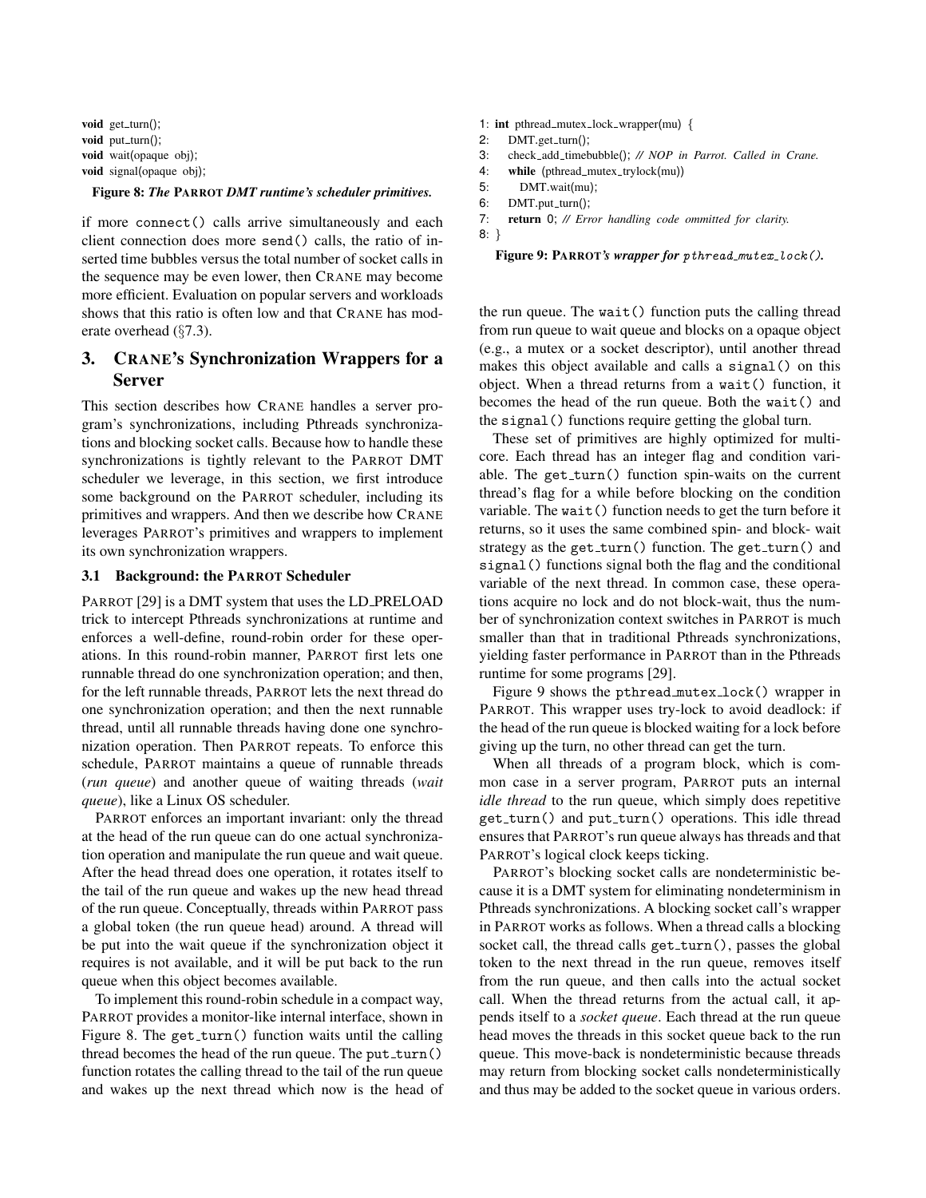```
void get_turn();
void put_turn();
void wait(opaque obj);
void signal(opaque obj);
```

**Figure 8: *The* PARROT *DMT runtime's scheduler primitives.***

if more `connect()` calls arrive simultaneously and each client connection does more `send()` calls, the ratio of inserted time bubbles versus the total number of socket calls in the sequence may be even lower, then CRANE may become more efficient. Evaluation on popular servers and workloads shows that this ratio is often low and that CRANE has moderate overhead (§7.3).

## 3. CRANE's Synchronization Wrappers for a Server

This section describes how CRANE handles a server program's synchronizations, including Pthreads synchronizations and blocking socket calls. Because how to handle these synchronizations is tightly relevant to the PARROT DMT scheduler we leverage, in this section, we first introduce some background on the PARROT scheduler, including its primitives and wrappers. And then we describe how CRANE leverages PARROT's primitives and wrappers to implement its own synchronization wrappers.

### 3.1 Background: the PARROT Scheduler

PARROT [29] is a DMT system that uses the LD_PRELOAD trick to intercept Pthreads synchronizations at runtime and enforces a well-define, round-robin order for these operations. In this round-robin manner, PARROT first lets one runnable thread do one synchronization operation; and then, for the left runnable threads, PARROT lets the next thread do one synchronization operation; and then the next runnable thread, until all runnable threads having done one synchronization operation. Then PARROT repeats. To enforce this schedule, PARROT maintains a queue of runnable threads (*run queue*) and another queue of waiting threads (*wait queue*), like a Linux OS scheduler.

PARROT enforces an important invariant: only the thread at the head of the run queue can do one actual synchronization operation and manipulate the run queue and wait queue. After the head thread does one operation, it rotates itself to the tail of the run queue and wakes up the new head thread of the run queue. Conceptually, threads within PARROT pass a global token (the run queue head) around. A thread will be put into the wait queue if the synchronization object it requires is not available, and it will be put back to the run queue when this object becomes available.

To implement this round-robin schedule in a compact way, PARROT provides a monitor-like internal interface, shown in Figure 8. The `get_turn()` function waits until the calling thread becomes the head of the run queue. The `put_turn()` function rotates the calling thread to the tail of the run queue and wakes up the next thread which now is the head of the run queue. The `wait()` function puts the calling thread from run queue to wait queue and blocks on a opaque object (e.g., a mutex or a socket descriptor), until another thread makes this object available and calls a `signal()` on this object. When a thread returns from a `wait()` function, it becomes the head of the run queue. Both the `wait()` and the `signal()` functions require getting the global turn.

```
1: int pthread_mutex_lock_wrapper(mu) {
2:    DMT.get_turn();
3:    check_add_timebubble(); // NOP in Parrot. Called in Crane.
4:    while (pthread_mutex_trylock(mu))
5:       DMT.wait(mu);
6:    DMT.put_turn();
7:    return 0; // Error handling code ommitted for clarity.
8: }
```

**Figure 9: PARROT*'s wrapper for* *pthread_mutex_lock().***

These set of primitives are highly optimized for multicore. Each thread has an integer flag and condition variable. The `get_turn()` function spin-waits on the current thread's flag for a while before blocking on the condition variable. The `wait()` function needs to get the turn before it returns, so it uses the same combined spin- and block- wait strategy as the `get_turn()` function. The `get_turn()` and `signal()` functions signal both the flag and the conditional variable of the next thread. In common case, these operations acquire no lock and do not block-wait, thus the number of synchronization context switches in PARROT is much smaller than that in traditional Pthreads synchronizations, yielding faster performance in PARROT than in the Pthreads runtime for some programs [29].

Figure 9 shows the `pthread_mutex_lock()` wrapper in PARROT. This wrapper uses try-lock to avoid deadlock: if the head of the run queue is blocked waiting for a lock before giving up the turn, no other thread can get the turn.

When all threads of a program block, which is common case in a server program, PARROT puts an internal *idle thread* to the run queue, which simply does repetitive `get_turn()` and `put_turn()` operations. This idle thread ensures that PARROT's run queue always has threads and that PARROT's logical clock keeps ticking.

PARROT's blocking socket calls are nondeterministic because it is a DMT system for eliminating nondeterminism in Pthreads synchronizations. A blocking socket call's wrapper in PARROT works as follows. When a thread calls a blocking socket call, the thread calls `get_turn()`, passes the global token to the next thread in the run queue, removes itself from the run queue, and then calls into the actual socket call. When the thread returns from the actual call, it appends itself to a *socket queue*. Each thread at the run queue head moves the threads in this socket queue back to the run queue. This move-back is nondeterministic because threads may return from blocking socket calls nondeterministically and thus may be added to the socket queue in various orders.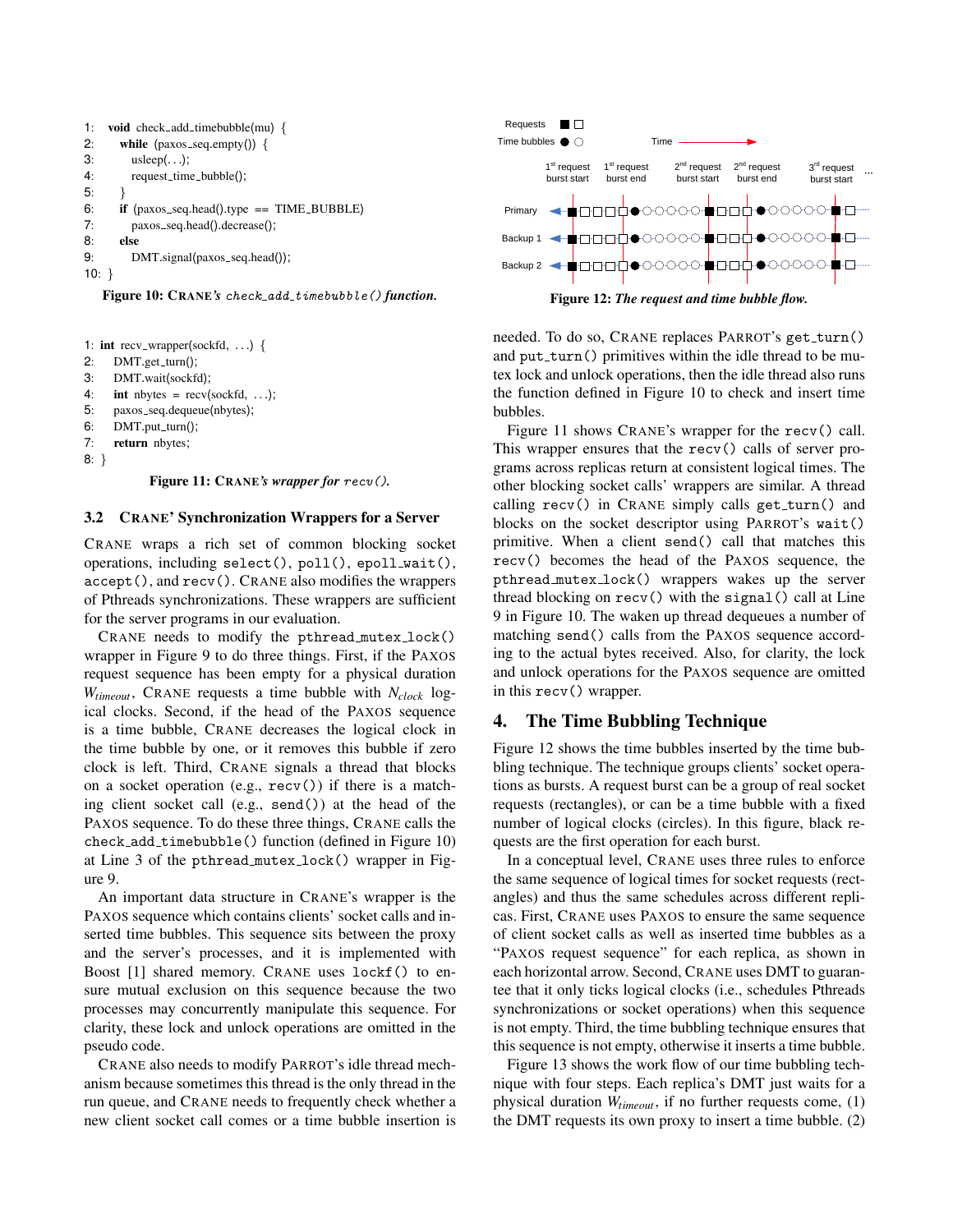```
1:  void check_add_timebubble(mu) {
2:    while (paxos_seq.empty()) {
3:      usleep(...);
4:      request_time_bubble();
5:    }
6:    if (paxos_seq.head().type == TIME_BUBBLE)
7:      paxos_seq.head().decrease();
8:    else
9:      DMT.signal(paxos_seq.head());
10: }
```

**Figure 10: CRANE's `check_add_timebubble()` function.**

```
1: int recv_wrapper(sockfd, ...) {
2:   DMT.get_turn();
3:   DMT.wait(sockfd);
4:   int nbytes = recv(sockfd, ...);
5:   paxos_seq.dequeue(nbytes);
6:   DMT.put_turn();
7:   return nbytes;
8: }
```

**Figure 11: CRANE's wrapper for `recv()`.**

### 3.2 CRANE' Synchronization Wrappers for a Server

CRANE wraps a rich set of common blocking socket operations, including `select()`, `poll()`, `epoll_wait()`, `accept()`, and `recv()`. CRANE also modifies the wrappers of Pthreads synchronizations. These wrappers are sufficient for the server programs in our evaluation.

CRANE needs to modify the `pthread_mutex_lock()` wrapper in Figure 9 to do three things. First, if the PAXOS request sequence has been empty for a physical duration $W_{timeout}$, CRANE requests a time bubble with $N_{clock}$ logical clocks. Second, if the head of the PAXOS sequence is a time bubble, CRANE decreases the logical clock in the time bubble by one, or it removes this bubble if zero clock is left. Third, CRANE signals a thread that blocks on a socket operation (e.g., `recv()`) if there is a matching client socket call (e.g., `send()`) at the head of the PAXOS sequence. To do these three things, CRANE calls the `check_add_timebubble()` function (defined in Figure 10) at Line 3 of the `pthread_mutex_lock()` wrapper in Figure 9.

An important data structure in CRANE's wrapper is the PAXOS sequence which contains clients' socket calls and inserted time bubbles. This sequence sits between the proxy and the server's processes, and it is implemented with Boost [1] shared memory. CRANE uses `lockf()` to ensure mutual exclusion on this sequence because the two processes may concurrently manipulate this sequence. For clarity, these lock and unlock operations are omitted in the pseudo code.

CRANE also needs to modify PARROT's idle thread mechanism because sometimes this thread is the only thread in the run queue, and CRANE needs to frequently check whether a new client socket call comes or a time bubble insertion is needed. To do so, CRANE replaces PARROT's `get_turn()` and `put_turn()` primitives within the idle thread to be mutex lock and unlock operations, then the idle thread also runs the function defined in Figure 10 to check and insert time bubbles.

Figure 11 shows CRANE's wrapper for the `recv()` call. This wrapper ensures that the `recv()` calls of server programs across replicas return at consistent logical times. The other blocking socket calls' wrappers are similar. A thread calling `recv()` in CRANE simply calls `get_turn()` and blocks on the socket descriptor using PARROT's `wait()` primitive. When a client `send()` call that matches this `recv()` becomes the head of the PAXOS sequence, the `pthread_mutex_lock()` wrappers wakes up the server thread blocking on `recv()` with the `signal()` call at Line 9 in Figure 10. The waken up thread dequeues a number of matching `send()` calls from the PAXOS sequence according to the actual bytes received. Also, for clarity, the lock and unlock operations for the PAXOS sequence are omitted in this `recv()` wrapper.

**Figure 12: *The request and time bubble flow.***

## 4. The Time Bubbling Technique

Figure 12 shows the time bubbles inserted by the time bubbling technique. The technique groups clients' socket operations as bursts. A request burst can be a group of real socket requests (rectangles), or can be a time bubble with a fixed number of logical clocks (circles). In this figure, black requests are the first operation for each burst.

In a conceptual level, CRANE uses three rules to enforce the same sequence of logical times for socket requests (rectangles) and thus the same schedules across different replicas. First, CRANE uses PAXOS to ensure the same sequence of client socket calls as well as inserted time bubbles as a "PAXOS request sequence" for each replica, as shown in each horizontal arrow. Second, CRANE uses DMT to guarantee that it only ticks logical clocks (i.e., schedules Pthreads synchronizations or socket operations) when this sequence is not empty. Third, the time bubbling technique ensures that this sequence is not empty, otherwise it inserts a time bubble.

Figure 13 shows the work flow of our time bubbling technique with four steps. Each replica's DMT just waits for a physical duration $W_{timeout}$, if no further requests come, (1) the DMT requests its own proxy to insert a time bubble. (2)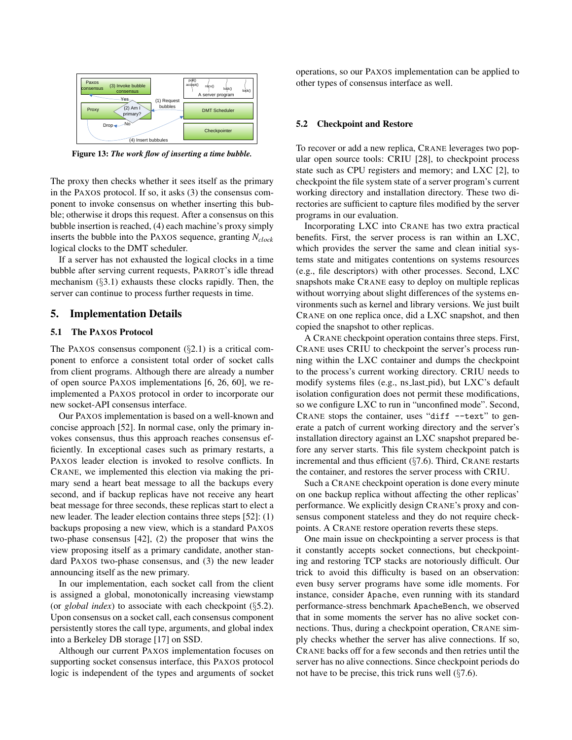Figure 13: *The work flow of inserting a time bubble.*

The proxy then checks whether it sees itself as the primary in the PAXOS protocol. If so, it asks (3) the consensus component to invoke consensus on whether inserting this bubble; otherwise it drops this request. After a consensus on this bubble insertion is reached, (4) each machine's proxy simply inserts the bubble into the PAXOS sequence, granting $N_{clock}$ logical clocks to the DMT scheduler.

If a server has not exhausted the logical clocks in a time bubble after serving current requests, PARROT's idle thread mechanism (§3.1) exhausts these clocks rapidly. Then, the server can continue to process further requests in time.

## 5. Implementation Details

### 5.1 The PAXOS Protocol

The PAXOS consensus component (§2.1) is a critical component to enforce a consistent total order of socket calls from client programs. Although there are already a number of open source PAXOS implementations [6, 26, 60], we re-implemented a PAXOS protocol in order to incorporate our new socket-API consensus interface.

Our PAXOS implementation is based on a well-known and concise approach [52]. In normal case, only the primary invokes consensus, thus this approach reaches consensus efficiently. In exceptional cases such as primary restarts, a PAXOS leader election is invoked to resolve conflicts. In CRANE, we implemented this election via making the primary send a heart beat message to all the backups every second, and if backup replicas have not receive any heart beat message for three seconds, these replicas start to elect a new leader. The leader election contains three steps [52]: (1) backups proposing a new view, which is a standard PAXOS two-phase consensus [42], (2) the proposer that wins the view proposing itself as a primary candidate, another standard PAXOS two-phase consensus, and (3) the new leader announcing itself as the new primary.

In our implementation, each socket call from the client is assigned a global, monotonically increasing viewstamp (or *global index*) to associate with each checkpoint (§5.2). Upon consensus on a socket call, each consensus component persistently stores the call type, arguments, and global index into a Berkeley DB storage [17] on SSD.

Although our current PAXOS implementation focuses on supporting socket consensus interface, this PAXOS protocol logic is independent of the types and arguments of socket operations, so our PAXOS implementation can be applied to other types of consensus interface as well.

### 5.2 Checkpoint and Restore

To recover or add a new replica, CRANE leverages two popular open source tools: CRIU [28], to checkpoint process state such as CPU registers and memory; and LXC [2], to checkpoint the file system state of a server program's current working directory and installation directory. These two directories are sufficient to capture files modified by the server programs in our evaluation.

Incorporating LXC into CRANE has two extra practical benefits. First, the server process is ran within an LXC, which provides the server the same and clean initial systems state and mitigates contentions on systems resources (e.g., file descriptors) with other processes. Second, LXC snapshots make CRANE easy to deploy on multiple replicas without worrying about slight differences of the systems environments such as kernel and library versions. We just built CRANE on one replica once, did a LXC snapshot, and then copied the snapshot to other replicas.

A CRANE checkpoint operation contains three steps. First, CRANE uses CRIU to checkpoint the server's process running within the LXC container and dumps the checkpoint to the process's current working directory. CRIU needs to modify systems files (e.g., ns_last_pid), but LXC's default isolation configuration does not permit these modifications, so we configure LXC to run in "unconfined mode". Second, CRANE stops the container, uses "`diff --text`" to generate a patch of current working directory and the server's installation directory against an LXC snapshot prepared before any server starts. This file system checkpoint patch is incremental and thus efficient (§7.6). Third, CRANE restarts the container, and restores the server process with CRIU.

Such a CRANE checkpoint operation is done every minute on one backup replica without affecting the other replicas' performance. We explicitly design CRANE's proxy and consensus component stateless and they do not require checkpoints. A CRANE restore operation reverts these steps.

One main issue on checkpointing a server process is that it constantly accepts socket connections, but checkpointing and restoring TCP stacks are notoriously difficult. Our trick to avoid this difficulty is based on an observation: even busy server programs have some idle moments. For instance, consider `Apache`, even running with its standard performance-stress benchmark `ApacheBench`, we observed that in some moments the server has no alive socket connections. Thus, during a checkpoint operation, CRANE simply checks whether the server has alive connections. If so, CRANE backs off for a few seconds and then retries until the server has no alive connections. Since checkpoint periods do not have to be precise, this trick runs well (§7.6).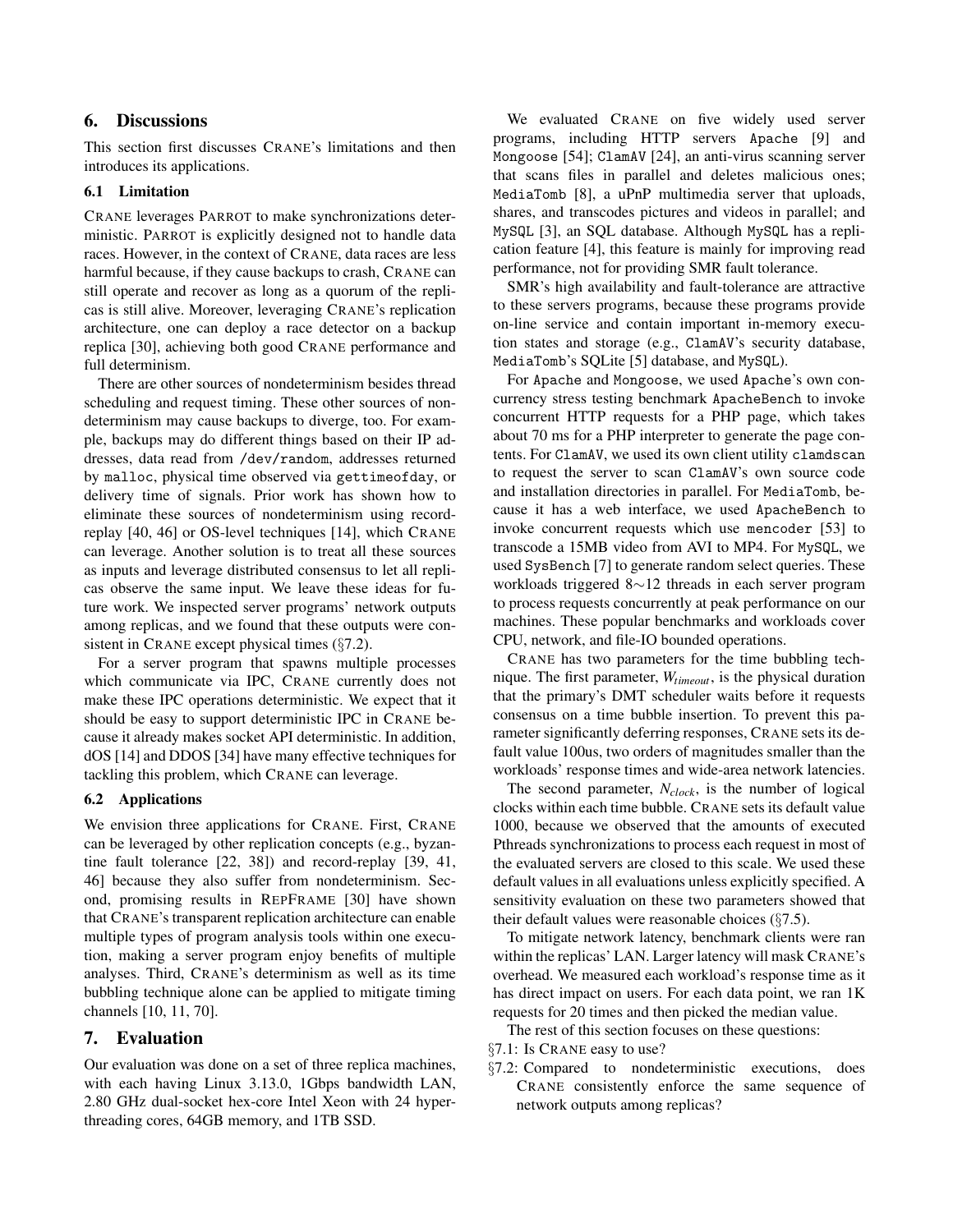## 6. Discussions

This section first discusses CRANE's limitations and then introduces its applications.

### 6.1 Limitation

CRANE leverages PARROT to make synchronizations deterministic. PARROT is explicitly designed not to handle data races. However, in the context of CRANE, data races are less harmful because, if they cause backups to crash, CRANE can still operate and recover as long as a quorum of the replicas is still alive. Moreover, leveraging CRANE's replication architecture, one can deploy a race detector on a backup replica [30], achieving both good CRANE performance and full determinism.

There are other sources of nondeterminism besides thread scheduling and request timing. These other sources of nondeterminism may cause backups to diverge, too. For example, backups may do different things based on their IP addresses, data read from `/dev/random`, addresses returned by `malloc`, physical time observed via `gettimeofday`, or delivery time of signals. Prior work has shown how to eliminate these sources of nondeterminism using record-replay [40, 46] or OS-level techniques [14], which CRANE can leverage. Another solution is to treat all these sources as inputs and leverage distributed consensus to let all replicas observe the same input. We leave these ideas for future work. We inspected server programs' network outputs among replicas, and we found that these outputs were consistent in CRANE except physical times (§7.2).

For a server program that spawns multiple processes which communicate via IPC, CRANE currently does not make these IPC operations deterministic. We expect that it should be easy to support deterministic IPC in CRANE because it already makes socket API deterministic. In addition, dOS [14] and DDOS [34] have many effective techniques for tackling this problem, which CRANE can leverage.

### 6.2 Applications

We envision three applications for CRANE. First, CRANE can be leveraged by other replication concepts (e.g., byzantine fault tolerance [22, 38]) and record-replay [39, 41, 46] because they also suffer from nondeterminism. Second, promising results in REPFRAME [30] have shown that CRANE's transparent replication architecture can enable multiple types of program analysis tools within one execution, making a server program enjoy benefits of multiple analyses. Third, CRANE's determinism as well as its time bubbling technique alone can be applied to mitigate timing channels [10, 11, 70].

## 7. Evaluation

Our evaluation was done on a set of three replica machines, with each having Linux 3.13.0, 1Gbps bandwidth LAN, 2.80 GHz dual-socket hex-core Intel Xeon with 24 hyper-threading cores, 64GB memory, and 1TB SSD.

We evaluated CRANE on five widely used server programs, including HTTP servers `Apache` [9] and `Mongoose` [54]; `ClamAV` [24], an anti-virus scanning server that scans files in parallel and deletes malicious ones; `MediaTomb` [8], a uPnP multimedia server that uploads, shares, and transcodes pictures and videos in parallel; and `MySQL` [3], an SQL database. Although `MySQL` has a replication feature [4], this feature is mainly for improving read performance, not for providing SMR fault tolerance.

SMR's high availability and fault-tolerance are attractive to these servers programs, because these programs provide on-line service and contain important in-memory execution states and storage (e.g., `ClamAV`'s security database, `MediaTomb`'s SQLite [5] database, and `MySQL`).

For `Apache` and `Mongoose`, we used `Apache`'s own concurrency stress testing benchmark `ApacheBench` to invoke concurrent HTTP requests for a PHP page, which takes about 70 ms for a PHP interpreter to generate the page contents. For `ClamAV`, we used its own client utility `clamdscan` to request the server to scan `ClamAV`'s own source code and installation directories in parallel. For `MediaTomb`, because it has a web interface, we used `ApacheBench` to invoke concurrent requests which use `mencoder` [53] to transcode a 15MB video from AVI to MP4. For `MySQL`, we used `SysBench` [7] to generate random select queries. These workloads triggered 8∼12 threads in each server program to process requests concurrently at peak performance on our machines. These popular benchmarks and workloads cover CPU, network, and file-IO bounded operations.

CRANE has two parameters for the time bubbling technique. The first parameter, $W_{timeout}$, is the physical duration that the primary's DMT scheduler waits before it requests consensus on a time bubble insertion. To prevent this parameter significantly deferring responses, CRANE sets its default value 100us, two orders of magnitudes smaller than the workloads' response times and wide-area network latencies.

The second parameter, $N_{clock}$, is the number of logical clocks within each time bubble. CRANE sets its default value 1000, because we observed that the amounts of executed Pthreads synchronizations to process each request in most of the evaluated servers are closed to this scale. We used these default values in all evaluations unless explicitly specified. A sensitivity evaluation on these two parameters showed that their default values were reasonable choices (§7.5).

To mitigate network latency, benchmark clients were ran within the replicas' LAN. Larger latency will mask CRANE's overhead. We measured each workload's response time as it has direct impact on users. For each data point, we ran 1K requests for 20 times and then picked the median value.

The rest of this section focuses on these questions:

- §7.1: Is CRANE easy to use?
- §7.2: Compared to nondeterministic executions, does CRANE consistently enforce the same sequence of network outputs among replicas?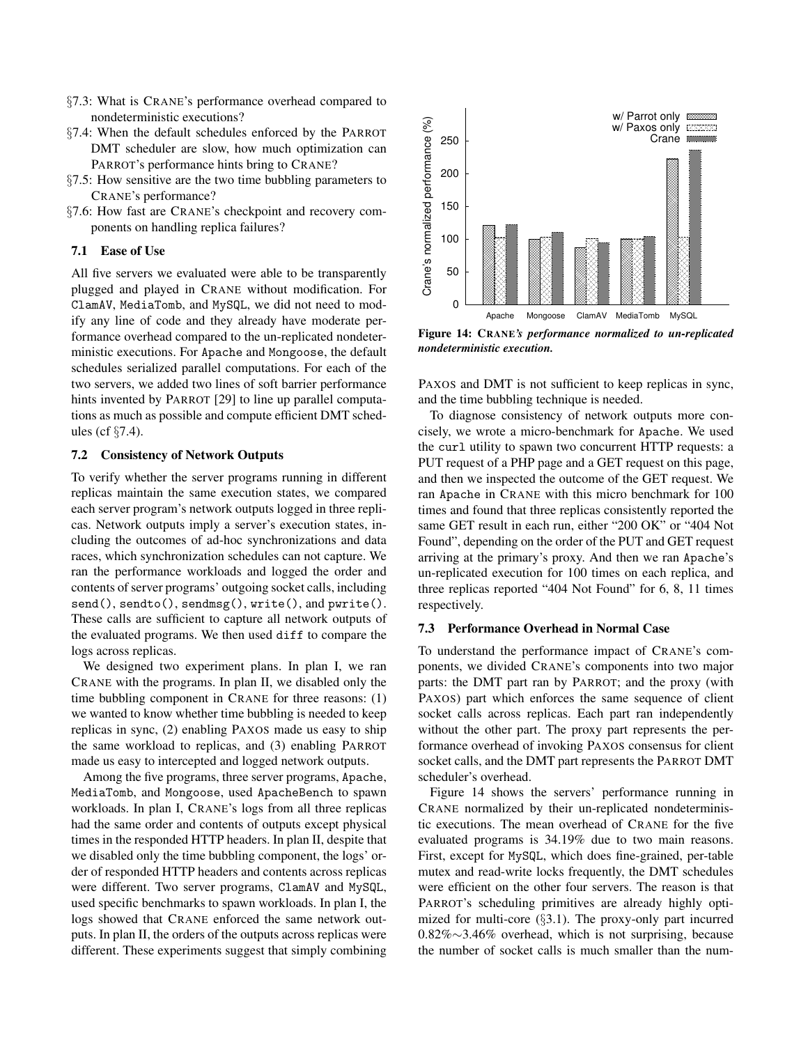§7.3: What is CRANE's performance overhead compared to nondeterministic executions?

§7.4: When the default schedules enforced by the PARROT DMT scheduler are slow, how much optimization can PARROT's performance hints bring to CRANE?

§7.5: How sensitive are the two time bubbling parameters to CRANE's performance?

§7.6: How fast are CRANE's checkpoint and recovery components on handling replica failures?

### 7.1 Ease of Use

All five servers we evaluated were able to be transparently plugged and played in CRANE without modification. For ClamAV, MediaTomb, and MySQL, we did not need to modify any line of code and they already have moderate performance overhead compared to the un-replicated nondeterministic executions. For Apache and Mongoose, the default schedules serialized parallel computations. For each of the two servers, we added two lines of soft barrier performance hints invented by PARROT [29] to line up parallel computations as much as possible and compute efficient DMT schedules (cf §7.4).

### 7.2 Consistency of Network Outputs

To verify whether the server programs running in different replicas maintain the same execution states, we compared each server program's network outputs logged in three replicas. Network outputs imply a server's execution states, including the outcomes of ad-hoc synchronizations and data races, which synchronization schedules can not capture. We ran the performance workloads and logged the order and contents of server programs' outgoing socket calls, including send(), sendto(), sendmsg(), write(), and pwrite(). These calls are sufficient to capture all network outputs of the evaluated programs. We then used diff to compare the logs across replicas.

We designed two experiment plans. In plan I, we ran CRANE with the programs. In plan II, we disabled only the time bubbling component in CRANE for three reasons: (1) we wanted to know whether time bubbling is needed to keep replicas in sync, (2) enabling PAXOS made us easy to ship the same workload to replicas, and (3) enabling PARROT made us easy to intercepted and logged network outputs.

Among the five programs, three server programs, Apache, MediaTomb, and Mongoose, used ApacheBench to spawn workloads. In plan I, CRANE's logs from all three replicas had the same order and contents of outputs except physical times in the responded HTTP headers. In plan II, despite that we disabled only the time bubbling component, the logs' order of responded HTTP headers and contents across replicas were different. Two server programs, ClamAV and MySQL, used specific benchmarks to spawn workloads. In plan I, the logs showed that CRANE enforced the same network outputs. In plan II, the orders of the outputs across replicas were different. These experiments suggest that simply combining PAXOS and DMT is not sufficient to keep replicas in sync, and the time bubbling technique is needed.

**Figure 14: CRANE*'s performance normalized to un-replicated nondeterministic execution.***

To diagnose consistency of network outputs more concisely, we wrote a micro-benchmark for Apache. We used the curl utility to spawn two concurrent HTTP requests: a PUT request of a PHP page and a GET request on this page, and then we inspected the outcome of the GET request. We ran Apache in CRANE with this micro benchmark for 100 times and found that three replicas consistently reported the same GET result in each run, either "200 OK" or "404 Not Found", depending on the order of the PUT and GET request arriving at the primary's proxy. And then we ran Apache's un-replicated execution for 100 times on each replica, and three replicas reported "404 Not Found" for 6, 8, 11 times respectively.

### 7.3 Performance Overhead in Normal Case

To understand the performance impact of CRANE's components, we divided CRANE's components into two major parts: the DMT part ran by PARROT; and the proxy (with PAXOS) part which enforces the same sequence of client socket calls across replicas. Each part ran independently without the other part. The proxy part represents the performance overhead of invoking PAXOS consensus for client socket calls, and the DMT part represents the PARROT DMT scheduler's overhead.

Figure 14 shows the servers' performance running in CRANE normalized by their un-replicated nondeterministic executions. The mean overhead of CRANE for the five evaluated programs is 34.19% due to two main reasons. First, except for MySQL, which does fine-grained, per-table mutex and read-write locks frequently, the DMT schedules were efficient on the other four servers. The reason is that PARROT's scheduling primitives are already highly optimized for multi-core (§3.1). The proxy-only part incurred 0.82%∼3.46% overhead, which is not surprising, because the number of socket calls is much smaller than the num-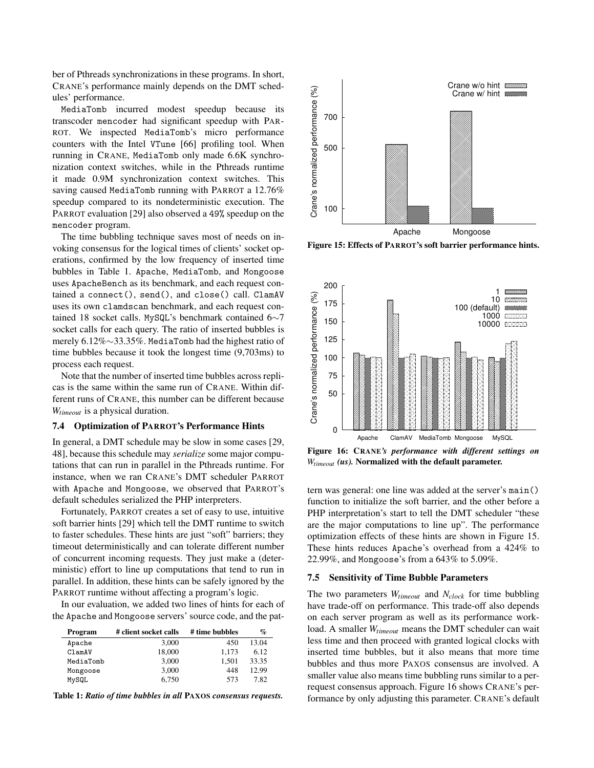ber of Pthreads synchronizations in these programs. In short, CRANE's performance mainly depends on the DMT schedules' performance.

MediaTomb incurred modest speedup because its transcoder mencoder had significant speedup with PARROT. We inspected MediaTomb's micro performance counters with the Intel VTune [66] profiling tool. When running in CRANE, MediaTomb only made 6.6K synchronization context switches, while in the Pthreads runtime it made 0.9M synchronization context switches. This saving caused MediaTomb running with PARROT a 12.76% speedup compared to its nondeterministic execution. The PARROT evaluation [29] also observed a 49% speedup on the mencoder program.

The time bubbling technique saves most of needs on invoking consensus for the logical times of clients' socket operations, confirmed by the low frequency of inserted time bubbles in Table 1. Apache, MediaTomb, and Mongoose uses ApacheBench as its benchmark, and each request contained a connect(), send(), and close() call. ClamAV uses its own clamdscan benchmark, and each request contained 18 socket calls. MySQL's benchmark contained 6∼7 socket calls for each query. The ratio of inserted bubbles is merely 6.12%∼33.35%. MediaTomb had the highest ratio of time bubbles because it took the longest time (9,703ms) to process each request.

Note that the number of inserted time bubbles across replicas is the same within the same run of CRANE. Within different runs of CRANE, this number can be different because $W_{timeout}$ is a physical duration.

### 7.4 Optimization of PARROT's Performance Hints

In general, a DMT schedule may be slow in some cases [29, 48], because this schedule may *serialize* some major computations that can run in parallel in the Pthreads runtime. For instance, when we ran CRANE's DMT scheduler PARROT with Apache and Mongoose, we observed that PARROT's default schedules serialized the PHP interpreters.

Fortunately, PARROT creates a set of easy to use, intuitive soft barrier hints [29] which tell the DMT runtime to switch to faster schedules. These hints are just "soft" barriers; they timeout deterministically and can tolerate different number of concurrent incoming requests. They just make a (deterministic) effort to line up computations that tend to run in parallel. In addition, these hints can be safely ignored by the PARROT runtime without affecting a program's logic.

In our evaluation, we added two lines of hints for each of the Apache and Mongoose servers' source code, and the pattern was general: one line was added at the server's main() function to initialize the soft barrier, and the other before a PHP interpretation's start to tell the DMT scheduler "these are the major computations to line up". The performance optimization effects of these hints are shown in Figure 15. These hints reduces Apache's overhead from a 424% to 22.99%, and Mongoose's from a 643% to 5.09%.

| Program | # client socket calls | # time bubbles | % |
|---|---|---|---|
| Apache | 3,000 | 450 | 13.04 |
| ClamAV | 18,000 | 1,173 | 6.12 |
| MediaTomb | 3,000 | 1,501 | 33.35 |
| Mongoose | 3,000 | 448 | 12.99 |
| MySQL | 6,750 | 573 | 7.82 |

**Table 1:** ***Ratio of time bubbles in all*** **PAXOS** ***consensus requests.***

**Figure 15: Effects of PARROT's soft barrier performance hints.**

**Figure 16: CRANE*'s performance with different settings on*** $W_{timeout}$ ***(us).*** **Normalized with the default parameter.**

### 7.5 Sensitivity of Time Bubble Parameters

The two parameters $W_{timeout}$ and $N_{clock}$ for time bubbling have trade-off on performance. This trade-off also depends on each server program as well as its performance workload. A smaller $W_{timeout}$ means the DMT scheduler can wait less time and then proceed with granted logical clocks with inserted time bubbles, but it also means that more time bubbles and thus more PAXOS consensus are involved. A smaller value also means time bubbling runs similar to a per-request consensus approach. Figure 16 shows CRANE's performance by only adjusting this parameter. CRANE's default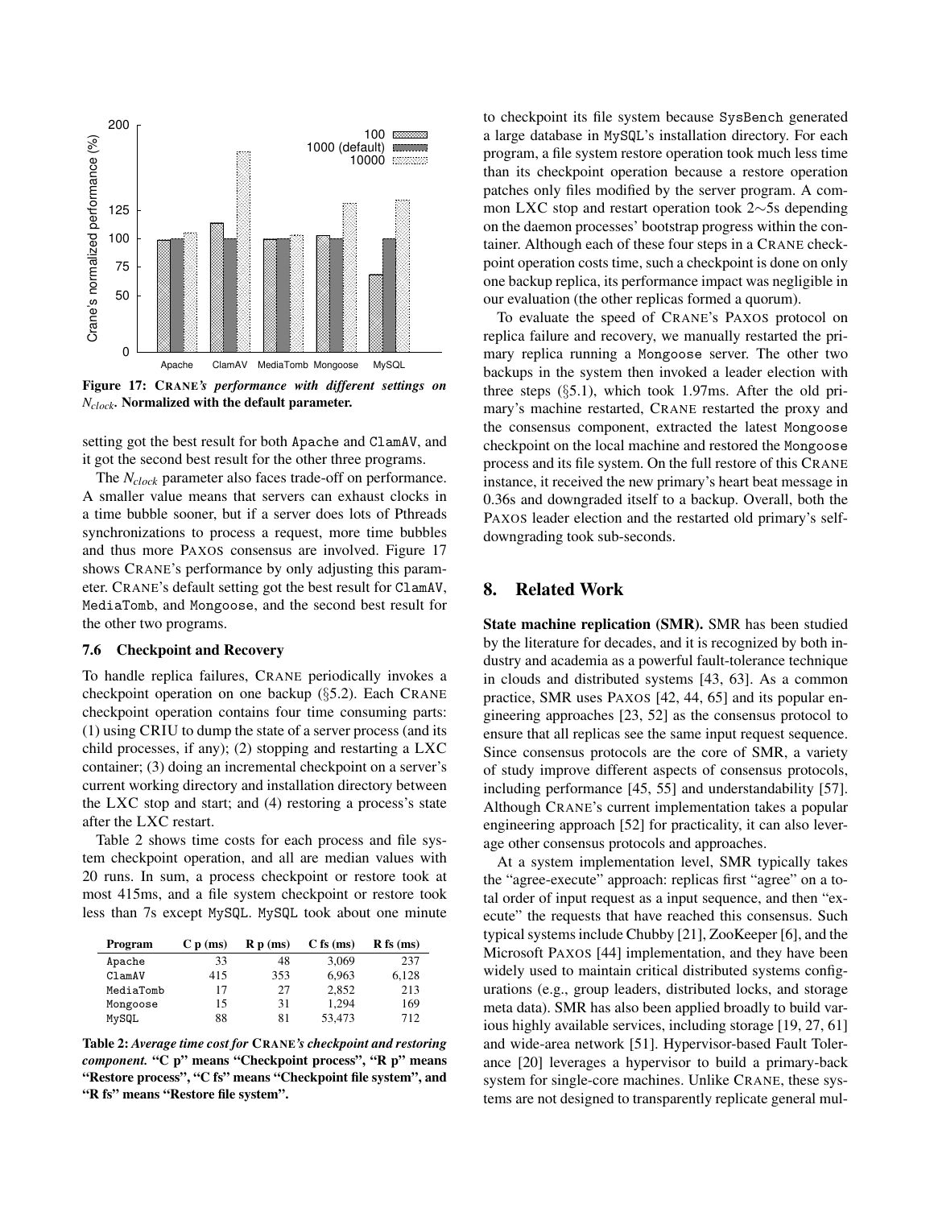Figure 17: **CRANE's performance with different settings on $N_{clock}$. Normalized with the default parameter.**

setting got the best result for both Apache and ClamAV, and it got the second best result for the other three programs.

The $N_{clock}$ parameter also faces trade-off on performance. A smaller value means that servers can exhaust clocks in a time bubble sooner, but if a server does lots of Pthreads synchronizations to process a request, more time bubbles and thus more PAXOS consensus are involved. Figure 17 shows CRANE's performance by only adjusting this parameter. CRANE's default setting got the best result for ClamAV, MediaTomb, and Mongoose, and the second best result for the other two programs.

### 7.6 Checkpoint and Recovery

To handle replica failures, CRANE periodically invokes a checkpoint operation on one backup (§5.2). Each CRANE checkpoint operation contains four time consuming parts: (1) using CRIU to dump the state of a server process (and its child processes, if any); (2) stopping and restarting a LXC container; (3) doing an incremental checkpoint on a server's current working directory and installation directory between the LXC stop and start; and (4) restoring a process's state after the LXC restart.

Table 2 shows time costs for each process and file system checkpoint operation, and all are median values with 20 runs. In sum, a process checkpoint or restore took at most 415ms, and a file system checkpoint or restore took less than 7s except MySQL. MySQL took about one minute

| Program | C p (ms) | R p (ms) | C fs (ms) | R fs (ms) |
|---|---|---|---|---|
| Apache | 33 | 48 | 3,069 | 237 |
| ClamAV | 415 | 353 | 6,963 | 6,128 |
| MediaTomb | 17 | 27 | 2,852 | 213 |
| Mongoose | 15 | 31 | 1,294 | 169 |
| MySQL | 88 | 81 | 53,473 | 712 |

**Table 2:** ***Average time cost for CRANE's checkpoint and restoring component.*** **"C p" means "Checkpoint process", "R p" means "Restore process", "C fs" means "Checkpoint file system", and "R fs" means "Restore file system".**

to checkpoint its file system because SysBench generated a large database in MySQL's installation directory. For each program, a file system restore operation took much less time than its checkpoint operation because a restore operation patches only files modified by the server program. A common LXC stop and restart operation took 2∼5s depending on the daemon processes' bootstrap progress within the container. Although each of these four steps in a CRANE checkpoint operation costs time, such a checkpoint is done on only one backup replica, its performance impact was negligible in our evaluation (the other replicas formed a quorum).

To evaluate the speed of CRANE's PAXOS protocol on replica failure and recovery, we manually restarted the primary replica running a Mongoose server. The other two backups in the system then invoked a leader election with three steps (§5.1), which took 1.97ms. After the old primary's machine restarted, CRANE restarted the proxy and the consensus component, extracted the latest Mongoose checkpoint on the local machine and restored the Mongoose process and its file system. On the full restore of this CRANE instance, it received the new primary's heart beat message in 0.36s and downgraded itself to a backup. Overall, both the PAXOS leader election and the restarted old primary's self-downgrading took sub-seconds.

## 8. Related Work

**State machine replication (SMR).** SMR has been studied by the literature for decades, and it is recognized by both industry and academia as a powerful fault-tolerance technique in clouds and distributed systems [43, 63]. As a common practice, SMR uses PAXOS [42, 44, 65] and its popular engineering approaches [23, 52] as the consensus protocol to ensure that all replicas see the same input request sequence. Since consensus protocols are the core of SMR, a variety of study improve different aspects of consensus protocols, including performance [45, 55] and understandability [57]. Although CRANE's current implementation takes a popular engineering approach [52] for practicality, it can also leverage other consensus protocols and approaches.

At a system implementation level, SMR typically takes the "agree-execute" approach: replicas first "agree" on a total order of input request as a input sequence, and then "execute" the requests that have reached this consensus. Such typical systems include Chubby [21], ZooKeeper [6], and the Microsoft PAXOS [44] implementation, and they have been widely used to maintain critical distributed systems configurations (e.g., group leaders, distributed locks, and storage meta data). SMR has also been applied broadly to build various highly available services, including storage [19, 27, 61] and wide-area network [51]. Hypervisor-based Fault Tolerance [20] leverages a hypervisor to build a primary-back system for single-core machines. Unlike CRANE, these systems are not designed to transparently replicate general mul-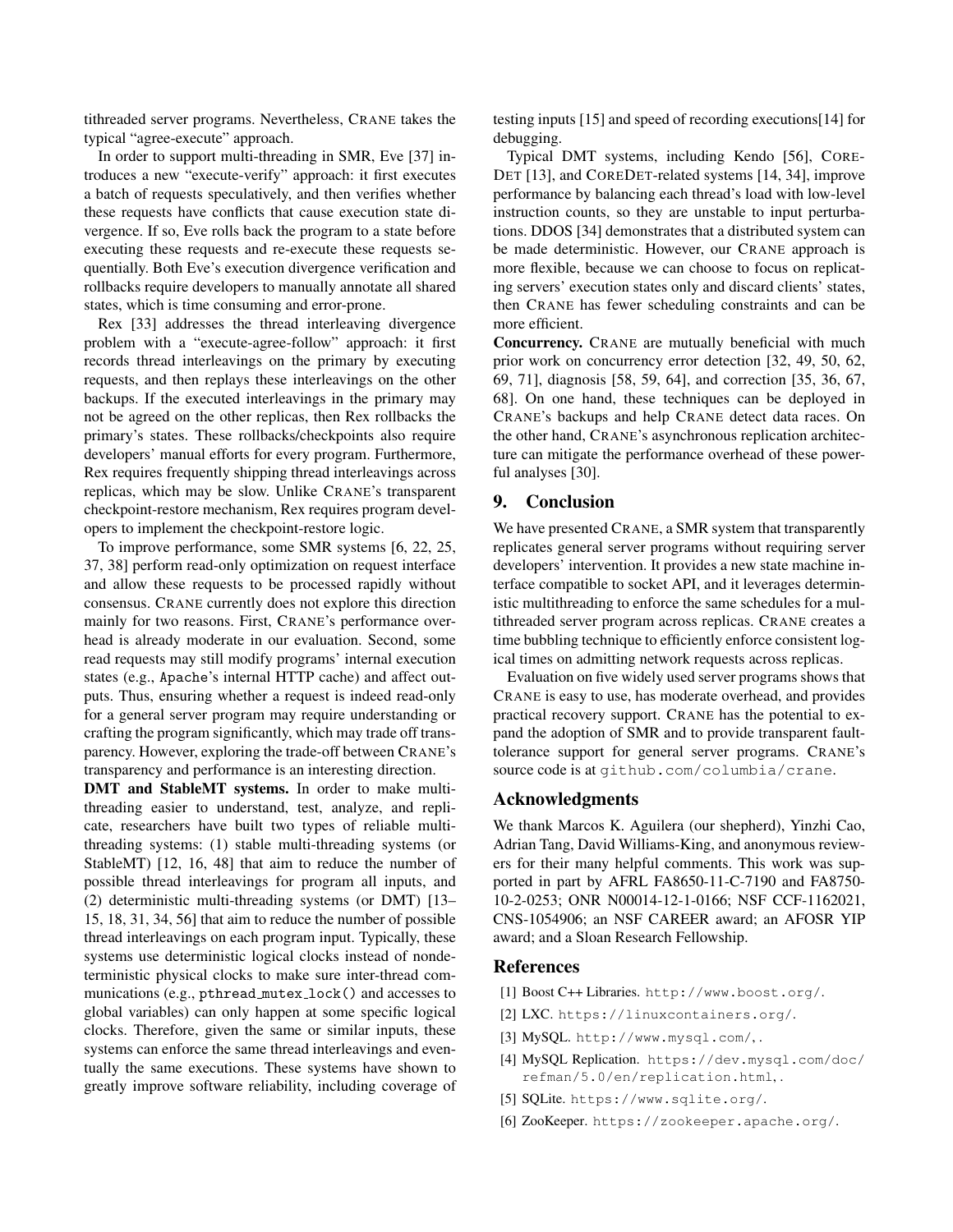tithreaded server programs. Nevertheless, CRANE takes the typical "agree-execute" approach.

In order to support multi-threading in SMR, Eve [37] introduces a new "execute-verify" approach: it first executes a batch of requests speculatively, and then verifies whether these requests have conflicts that cause execution state divergence. If so, Eve rolls back the program to a state before executing these requests and re-execute these requests sequentially. Both Eve's execution divergence verification and rollbacks require developers to manually annotate all shared states, which is time consuming and error-prone.

Rex [33] addresses the thread interleaving divergence problem with a "execute-agree-follow" approach: it first records thread interleavings on the primary by executing requests, and then replays these interleavings on the other backups. If the executed interleavings in the primary may not be agreed on the other replicas, then Rex rollbacks the primary's states. These rollbacks/checkpoints also require developers' manual efforts for every program. Furthermore, Rex requires frequently shipping thread interleavings across replicas, which may be slow. Unlike CRANE's transparent checkpoint-restore mechanism, Rex requires program developers to implement the checkpoint-restore logic.

To improve performance, some SMR systems [6, 22, 25, 37, 38] perform read-only optimization on request interface and allow these requests to be processed rapidly without consensus. CRANE currently does not explore this direction mainly for two reasons. First, CRANE's performance overhead is already moderate in our evaluation. Second, some read requests may still modify programs' internal execution states (e.g., Apache's internal HTTP cache) and affect outputs. Thus, ensuring whether a request is indeed read-only for a general server program may require understanding or crafting the program significantly, which may trade off transparency. However, exploring the trade-off between CRANE's transparency and performance is an interesting direction.

**DMT and StableMT systems.** In order to make multithreading easier to understand, test, analyze, and replicate, researchers have built two types of reliable multithreading systems: (1) stable multi-threading systems (or StableMT) [12, 16, 48] that aim to reduce the number of possible thread interleavings for program all inputs, and (2) deterministic multi-threading systems (or DMT) [13–15, 18, 31, 34, 56] that aim to reduce the number of possible thread interleavings on each program input. Typically, these systems use deterministic logical clocks instead of nondeterministic physical clocks to make sure inter-thread communications (e.g., `pthread_mutex_lock()` and accesses to global variables) can only happen at some specific logical clocks. Therefore, given the same or similar inputs, these systems can enforce the same thread interleavings and eventually the same executions. These systems have shown to greatly improve software reliability, including coverage of testing inputs [15] and speed of recording executions[14] for debugging.

Typical DMT systems, including Kendo [56], COREDET [13], and COREDET-related systems [14, 34], improve performance by balancing each thread's load with low-level instruction counts, so they are unstable to input perturbations. DDOS [34] demonstrates that a distributed system can be made deterministic. However, our CRANE approach is more flexible, because we can choose to focus on replicating servers' execution states only and discard clients' states, then CRANE has fewer scheduling constraints and can be more efficient.

**Concurrency.** CRANE are mutually beneficial with much prior work on concurrency error detection [32, 49, 50, 62, 69, 71], diagnosis [58, 59, 64], and correction [35, 36, 67, 68]. On one hand, these techniques can be deployed in CRANE's backups and help CRANE detect data races. On the other hand, CRANE's asynchronous replication architecture can mitigate the performance overhead of these powerful analyses [30].

## 9. Conclusion

We have presented CRANE, a SMR system that transparently replicates general server programs without requiring server developers' intervention. It provides a new state machine interface compatible to socket API, and it leverages deterministic multithreading to enforce the same schedules for a multithreaded server program across replicas. CRANE creates a time bubbling technique to efficiently enforce consistent logical times on admitting network requests across replicas.

Evaluation on five widely used server programs shows that CRANE is easy to use, has moderate overhead, and provides practical recovery support. CRANE has the potential to expand the adoption of SMR and to provide transparent fault-tolerance support for general server programs. CRANE's source code is at github.com/columbia/crane.

## Acknowledgments

We thank Marcos K. Aguilera (our shepherd), Yinzhi Cao, Adrian Tang, David Williams-King, and anonymous reviewers for their many helpful comments. This work was supported in part by AFRL FA8650-11-C-7190 and FA8750-10-2-0253; ONR N00014-12-1-0166; NSF CCF-1162021, CNS-1054906; an NSF CAREER award; an AFOSR YIP award; and a Sloan Research Fellowship.

## References

[1] Boost C++ Libraries. http://www.boost.org/.

[2] LXC. https://linuxcontainers.org/.

[3] MySQL. http://www.mysql.com/,.

[4] MySQL Replication. https://dev.mysql.com/doc/refman/5.0/en/replication.html,.

[5] SQLite. https://www.sqlite.org/.

[6] ZooKeeper. https://zookeeper.apache.org/.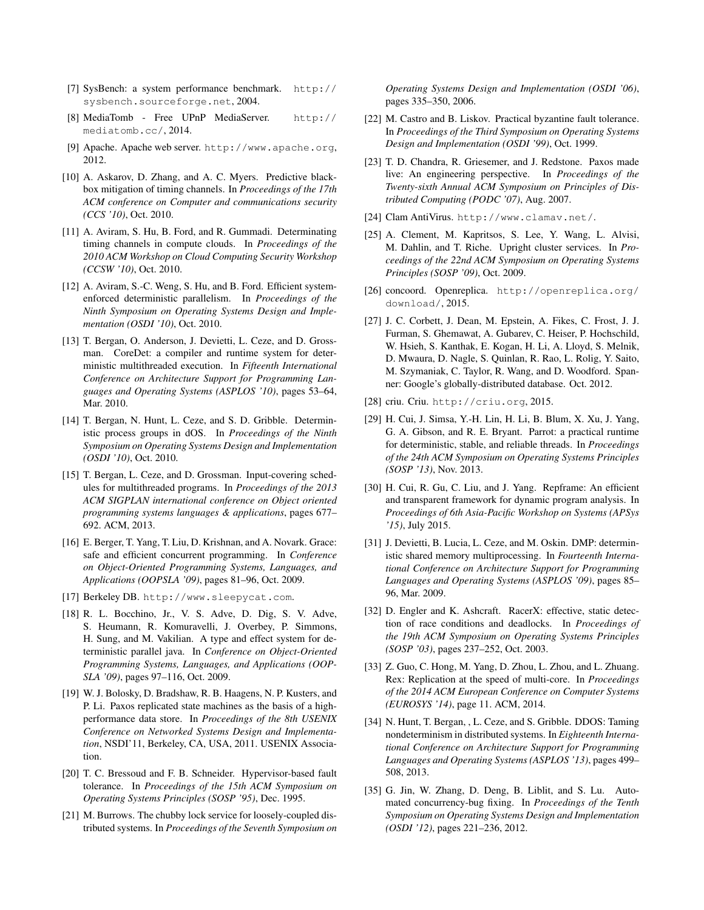[7] SysBench: a system performance benchmark. http://sysbench.sourceforge.net, 2004.

[8] MediaTomb - Free UPnP MediaServer. http://mediatomb.cc/, 2014.

[9] Apache. Apache web server. http://www.apache.org, 2012.

[10] A. Askarov, D. Zhang, and A. C. Myers. Predictive black-box mitigation of timing channels. In *Proceedings of the 17th ACM conference on Computer and communications security (CCS '10)*, Oct. 2010.

[11] A. Aviram, S. Hu, B. Ford, and R. Gummadi. Determinating timing channels in compute clouds. In *Proceedings of the 2010 ACM Workshop on Cloud Computing Security Workshop (CCSW '10)*, Oct. 2010.

[12] A. Aviram, S.-C. Weng, S. Hu, and B. Ford. Efficient system-enforced deterministic parallelism. In *Proceedings of the Ninth Symposium on Operating Systems Design and Implementation (OSDI '10)*, Oct. 2010.

[13] T. Bergan, O. Anderson, J. Devietti, L. Ceze, and D. Grossman. CoreDet: a compiler and runtime system for deterministic multithreaded execution. In *Fifteenth International Conference on Architecture Support for Programming Languages and Operating Systems (ASPLOS '10)*, pages 53–64, Mar. 2010.

[14] T. Bergan, N. Hunt, L. Ceze, and S. D. Gribble. Deterministic process groups in dOS. In *Proceedings of the Ninth Symposium on Operating Systems Design and Implementation (OSDI '10)*, Oct. 2010.

[15] T. Bergan, L. Ceze, and D. Grossman. Input-covering schedules for multithreaded programs. In *Proceedings of the 2013 ACM SIGPLAN international conference on Object oriented programming systems languages & applications*, pages 677–692. ACM, 2013.

[16] E. Berger, T. Yang, T. Liu, D. Krishnan, and A. Novark. Grace: safe and efficient concurrent programming. In *Conference on Object-Oriented Programming Systems, Languages, and Applications (OOPSLA '09)*, pages 81–96, Oct. 2009.

[17] Berkeley DB. http://www.sleepycat.com.

[18] R. L. Bocchino, Jr., V. S. Adve, D. Dig, S. V. Adve, S. Heumann, R. Komuravelli, J. Overbey, P. Simmons, H. Sung, and M. Vakilian. A type and effect system for deterministic parallel java. In *Conference on Object-Oriented Programming Systems, Languages, and Applications (OOPSLA '09)*, pages 97–116, Oct. 2009.

[19] W. J. Bolosky, D. Bradshaw, R. B. Haagens, N. P. Kusters, and P. Li. Paxos replicated state machines as the basis of a high-performance data store. In *Proceedings of the 8th USENIX Conference on Networked Systems Design and Implementation*, NSDI'11, Berkeley, CA, USA, 2011. USENIX Association.

[20] T. C. Bressoud and F. B. Schneider. Hypervisor-based fault tolerance. In *Proceedings of the 15th ACM Symposium on Operating Systems Principles (SOSP '95)*, Dec. 1995.

[21] M. Burrows. The chubby lock service for loosely-coupled distributed systems. In *Proceedings of the Seventh Symposium on Operating Systems Design and Implementation (OSDI '06)*, pages 335–350, 2006.

[22] M. Castro and B. Liskov. Practical byzantine fault tolerance. In *Proceedings of the Third Symposium on Operating Systems Design and Implementation (OSDI '99)*, Oct. 1999.

[23] T. D. Chandra, R. Griesemer, and J. Redstone. Paxos made live: An engineering perspective. In *Proceedings of the Twenty-sixth Annual ACM Symposium on Principles of Distributed Computing (PODC '07)*, Aug. 2007.

[24] Clam AntiVirus. http://www.clamav.net/.

[25] A. Clement, M. Kapritsos, S. Lee, Y. Wang, L. Alvisi, M. Dahlin, and T. Riche. Upright cluster services. In *Proceedings of the 22nd ACM Symposium on Operating Systems Principles (SOSP '09)*, Oct. 2009.

[26] concoord. Openreplica. http://openreplica.org/download/, 2015.

[27] J. C. Corbett, J. Dean, M. Epstein, A. Fikes, C. Frost, J. J. Furman, S. Ghemawat, A. Gubarev, C. Heiser, P. Hochschild, W. Hsieh, S. Kanthak, E. Kogan, H. Li, A. Lloyd, S. Melnik, D. Mwaura, D. Nagle, S. Quinlan, R. Rao, L. Rolig, Y. Saito, M. Szymaniak, C. Taylor, R. Wang, and D. Woodford. Spanner: Google's globally-distributed database. Oct. 2012.

[28] criu. Criu. http://criu.org, 2015.

[29] H. Cui, J. Simsa, Y.-H. Lin, H. Li, B. Blum, X. Xu, J. Yang, G. A. Gibson, and R. E. Bryant. Parrot: a practical runtime for deterministic, stable, and reliable threads. In *Proceedings of the 24th ACM Symposium on Operating Systems Principles (SOSP '13)*, Nov. 2013.

[30] H. Cui, R. Gu, C. Liu, and J. Yang. Repframe: An efficient and transparent framework for dynamic program analysis. In *Proceedings of 6th Asia-Pacific Workshop on Systems (APSys '15)*, July 2015.

[31] J. Devietti, B. Lucia, L. Ceze, and M. Oskin. DMP: deterministic shared memory multiprocessing. In *Fourteenth International Conference on Architecture Support for Programming Languages and Operating Systems (ASPLOS '09)*, pages 85–96, Mar. 2009.

[32] D. Engler and K. Ashcraft. RacerX: effective, static detection of race conditions and deadlocks. In *Proceedings of the 19th ACM Symposium on Operating Systems Principles (SOSP '03)*, pages 237–252, Oct. 2003.

[33] Z. Guo, C. Hong, M. Yang, D. Zhou, L. Zhou, and L. Zhuang. Rex: Replication at the speed of multi-core. In *Proceedings of the 2014 ACM European Conference on Computer Systems (EUROSYS '14)*, page 11. ACM, 2014.

[34] N. Hunt, T. Bergan, , L. Ceze, and S. Gribble. DDOS: Taming nondeterminism in distributed systems. In *Eighteenth International Conference on Architecture Support for Programming Languages and Operating Systems (ASPLOS '13)*, pages 499–508, 2013.

[35] G. Jin, W. Zhang, D. Deng, B. Liblit, and S. Lu. Automated concurrency-bug fixing. In *Proceedings of the Tenth Symposium on Operating Systems Design and Implementation (OSDI '12)*, pages 221–236, 2012.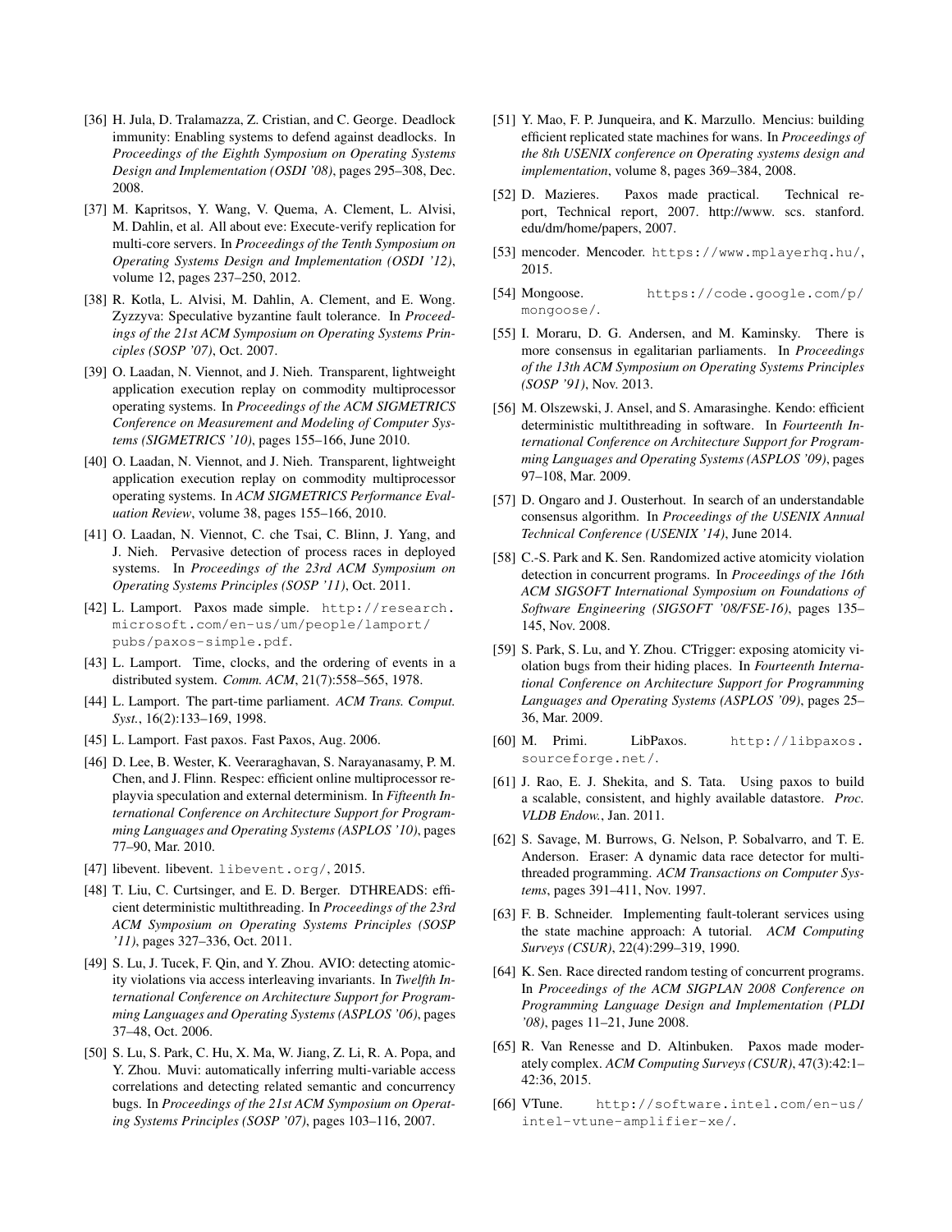[36] H. Jula, D. Tralamazza, Z. Cristian, and C. George. Deadlock immunity: Enabling systems to defend against deadlocks. In *Proceedings of the Eighth Symposium on Operating Systems Design and Implementation (OSDI '08)*, pages 295–308, Dec. 2008.

[37] M. Kapritsos, Y. Wang, V. Quema, A. Clement, L. Alvisi, M. Dahlin, et al. All about eve: Execute-verify replication for multi-core servers. In *Proceedings of the Tenth Symposium on Operating Systems Design and Implementation (OSDI '12)*, volume 12, pages 237–250, 2012.

[38] R. Kotla, L. Alvisi, M. Dahlin, A. Clement, and E. Wong. Zyzzyva: Speculative byzantine fault tolerance. In *Proceedings of the 21st ACM Symposium on Operating Systems Principles (SOSP '07)*, Oct. 2007.

[39] O. Laadan, N. Viennot, and J. Nieh. Transparent, lightweight application execution replay on commodity multiprocessor operating systems. In *Proceedings of the ACM SIGMETRICS Conference on Measurement and Modeling of Computer Systems (SIGMETRICS '10)*, pages 155–166, June 2010.

[40] O. Laadan, N. Viennot, and J. Nieh. Transparent, lightweight application execution replay on commodity multiprocessor operating systems. In *ACM SIGMETRICS Performance Evaluation Review*, volume 38, pages 155–166, 2010.

[41] O. Laadan, N. Viennot, C. che Tsai, C. Blinn, J. Yang, and J. Nieh. Pervasive detection of process races in deployed systems. In *Proceedings of the 23rd ACM Symposium on Operating Systems Principles (SOSP '11)*, Oct. 2011.

[42] L. Lamport. Paxos made simple. `http://research.microsoft.com/en-us/um/people/lamport/pubs/paxos-simple.pdf`.

[43] L. Lamport. Time, clocks, and the ordering of events in a distributed system. *Comm. ACM*, 21(7):558–565, 1978.

[44] L. Lamport. The part-time parliament. *ACM Trans. Comput. Syst.*, 16(2):133–169, 1998.

[45] L. Lamport. Fast paxos. Fast Paxos, Aug. 2006.

[46] D. Lee, B. Wester, K. Veeraraghavan, S. Narayanasamy, P. M. Chen, and J. Flinn. Respec: efficient online multiprocessor replayvia speculation and external determinism. In *Fifteenth International Conference on Architecture Support for Programming Languages and Operating Systems (ASPLOS '10)*, pages 77–90, Mar. 2010.

[47] libevent. libevent. `libevent.org/`, 2015.

[48] T. Liu, C. Curtsinger, and E. D. Berger. DTHREADS: efficient deterministic multithreading. In *Proceedings of the 23rd ACM Symposium on Operating Systems Principles (SOSP '11)*, pages 327–336, Oct. 2011.

[49] S. Lu, J. Tucek, F. Qin, and Y. Zhou. AVIO: detecting atomicity violations via access interleaving invariants. In *Twelfth International Conference on Architecture Support for Programming Languages and Operating Systems (ASPLOS '06)*, pages 37–48, Oct. 2006.

[50] S. Lu, S. Park, C. Hu, X. Ma, W. Jiang, Z. Li, R. A. Popa, and Y. Zhou. Muvi: automatically inferring multi-variable access correlations and detecting related semantic and concurrency bugs. In *Proceedings of the 21st ACM Symposium on Operating Systems Principles (SOSP '07)*, pages 103–116, 2007.

[51] Y. Mao, F. P. Junqueira, and K. Marzullo. Mencius: building efficient replicated state machines for wans. In *Proceedings of the 8th USENIX conference on Operating systems design and implementation*, volume 8, pages 369–384, 2008.

[52] D. Mazieres. Paxos made practical. Technical report, Technical report, 2007. http://www. scs. stanford. edu/dm/home/papers, 2007.

[53] mencoder. Mencoder. `https://www.mplayerhq.hu/`, 2015.

[54] Mongoose. `https://code.google.com/p/mongoose/`.

[55] I. Moraru, D. G. Andersen, and M. Kaminsky. There is more consensus in egalitarian parliaments. In *Proceedings of the 13th ACM Symposium on Operating Systems Principles (SOSP '91)*, Nov. 2013.

[56] M. Olszewski, J. Ansel, and S. Amarasinghe. Kendo: efficient deterministic multithreading in software. In *Fourteenth International Conference on Architecture Support for Programming Languages and Operating Systems (ASPLOS '09)*, pages 97–108, Mar. 2009.

[57] D. Ongaro and J. Ousterhout. In search of an understandable consensus algorithm. In *Proceedings of the USENIX Annual Technical Conference (USENIX '14)*, June 2014.

[58] C.-S. Park and K. Sen. Randomized active atomicity violation detection in concurrent programs. In *Proceedings of the 16th ACM SIGSOFT International Symposium on Foundations of Software Engineering (SIGSOFT '08/FSE-16)*, pages 135–145, Nov. 2008.

[59] S. Park, S. Lu, and Y. Zhou. CTrigger: exposing atomicity violation bugs from their hiding places. In *Fourteenth International Conference on Architecture Support for Programming Languages and Operating Systems (ASPLOS '09)*, pages 25–36, Mar. 2009.

[60] M. Primi. LibPaxos. `http://libpaxos.sourceforge.net/`.

[61] J. Rao, E. J. Shekita, and S. Tata. Using paxos to build a scalable, consistent, and highly available datastore. *Proc. VLDB Endow.*, Jan. 2011.

[62] S. Savage, M. Burrows, G. Nelson, P. Sobalvarro, and T. E. Anderson. Eraser: A dynamic data race detector for multithreaded programming. *ACM Transactions on Computer Systems*, pages 391–411, Nov. 1997.

[63] F. B. Schneider. Implementing fault-tolerant services using the state machine approach: A tutorial. *ACM Computing Surveys (CSUR)*, 22(4):299–319, 1990.

[64] K. Sen. Race directed random testing of concurrent programs. In *Proceedings of the ACM SIGPLAN 2008 Conference on Programming Language Design and Implementation (PLDI '08)*, pages 11–21, June 2008.

[65] R. Van Renesse and D. Altinbuken. Paxos made moderately complex. *ACM Computing Surveys (CSUR)*, 47(3):42:1–42:36, 2015.

[66] VTune. `http://software.intel.com/en-us/intel-vtune-amplifier-xe/`.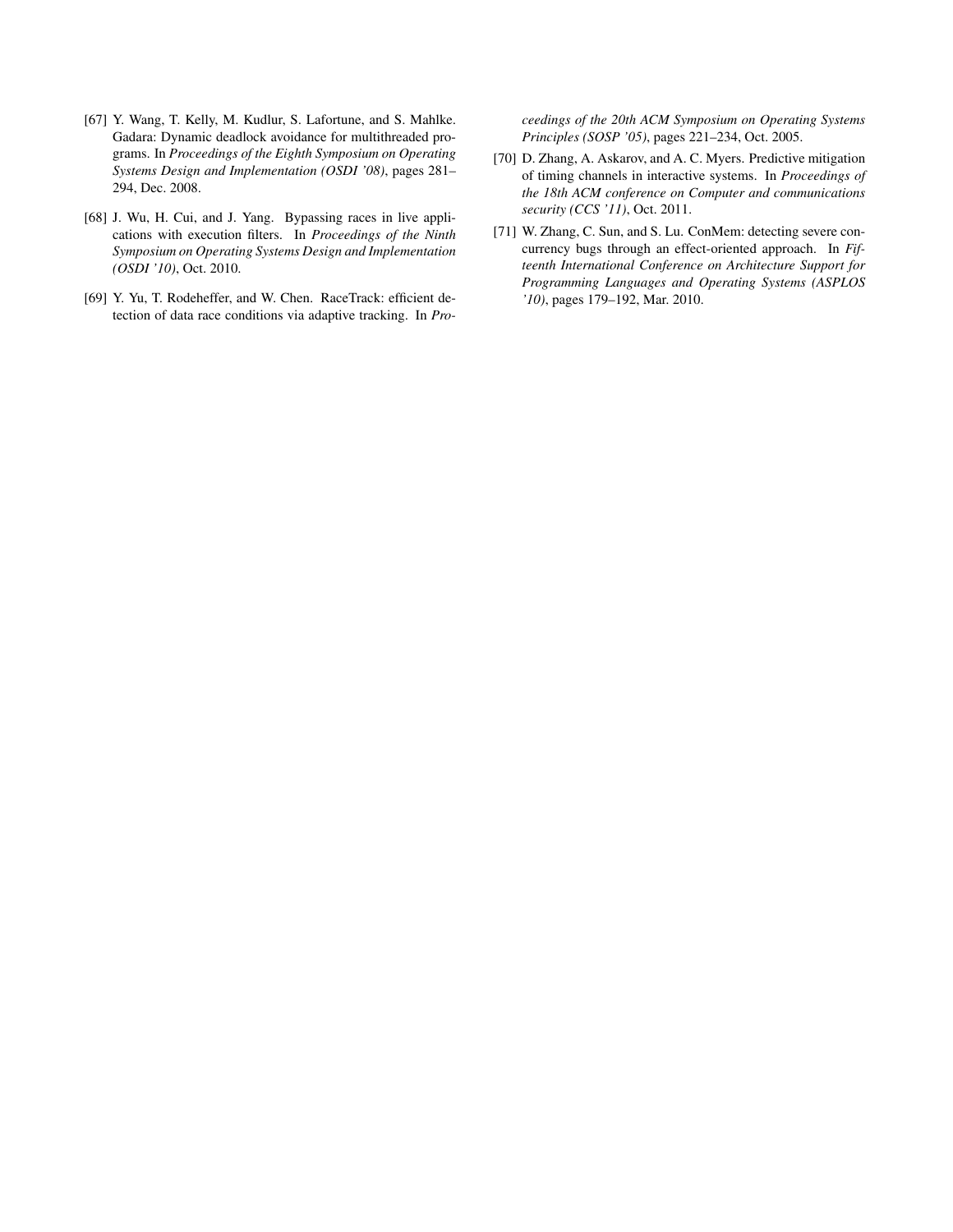[67] Y. Wang, T. Kelly, M. Kudlur, S. Lafortune, and S. Mahlke. Gadara: Dynamic deadlock avoidance for multithreaded programs. In *Proceedings of the Eighth Symposium on Operating Systems Design and Implementation (OSDI '08)*, pages 281–294, Dec. 2008.

[68] J. Wu, H. Cui, and J. Yang. Bypassing races in live applications with execution filters. In *Proceedings of the Ninth Symposium on Operating Systems Design and Implementation (OSDI '10)*, Oct. 2010.

[69] Y. Yu, T. Rodeheffer, and W. Chen. RaceTrack: efficient detection of data race conditions via adaptive tracking. In *Proceedings of the 20th ACM Symposium on Operating Systems Principles (SOSP '05)*, pages 221–234, Oct. 2005.

[70] D. Zhang, A. Askarov, and A. C. Myers. Predictive mitigation of timing channels in interactive systems. In *Proceedings of the 18th ACM conference on Computer and communications security (CCS '11)*, Oct. 2011.

[71] W. Zhang, C. Sun, and S. Lu. ConMem: detecting severe concurrency bugs through an effect-oriented approach. In *Fifteenth International Conference on Architecture Support for Programming Languages and Operating Systems (ASPLOS '10)*, pages 179–192, Mar. 2010.